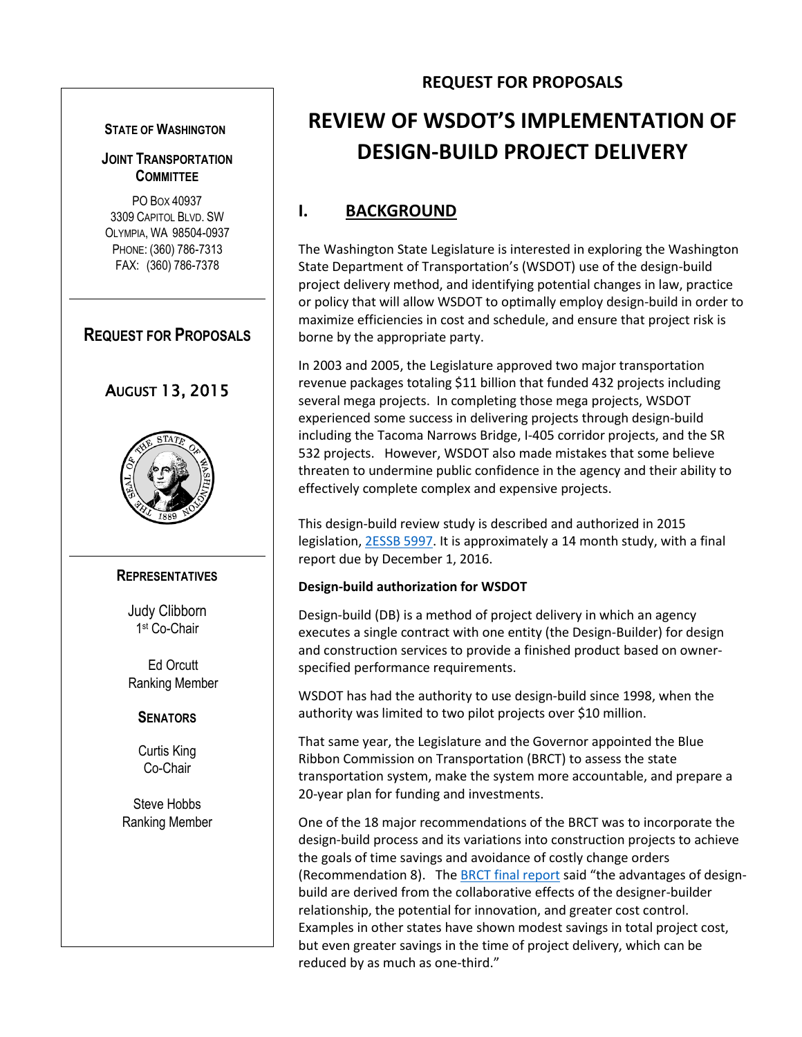**STATE OF WASHINGTON**

**JOINT TRANSPORTATION COMMITTEE**

PO BOX 40937
3309 CAPITOL BLVD. SW
OLYMPIA, WA 98504-0937
PHONE: (360) 786-7313
FAX: (360) 786-7378

**REQUEST FOR PROPOSALS**

AUGUST 13, 2015

**REPRESENTATIVES**

Judy Clibborn
1st Co-Chair

Ed Orcutt
Ranking Member

**SENATORS**

Curtis King
Co-Chair

Steve Hobbs
Ranking Member

## REQUEST FOR PROPOSALS

# REVIEW OF WSDOT'S IMPLEMENTATION OF DESIGN-BUILD PROJECT DELIVERY

## I. BACKGROUND

The Washington State Legislature is interested in exploring the Washington State Department of Transportation's (WSDOT) use of the design-build project delivery method, and identifying potential changes in law, practice or policy that will allow WSDOT to optimally employ design-build in order to maximize efficiencies in cost and schedule, and ensure that project risk is borne by the appropriate party.

In 2003 and 2005, the Legislature approved two major transportation revenue packages totaling $11 billion that funded 432 projects including several mega projects. In completing those mega projects, WSDOT experienced some success in delivering projects through design-build including the Tacoma Narrows Bridge, I-405 corridor projects, and the SR 532 projects. However, WSDOT also made mistakes that some believe threaten to undermine public confidence in the agency and their ability to effectively complete complex and expensive projects.

This design-build review study is described and authorized in 2015 legislation, 2ESSB 5997. It is approximately a 14 month study, with a final report due by December 1, 2016.

**Design-build authorization for WSDOT**

Design-build (DB) is a method of project delivery in which an agency executes a single contract with one entity (the Design-Builder) for design and construction services to provide a finished product based on owner-specified performance requirements.

WSDOT has had the authority to use design-build since 1998, when the authority was limited to two pilot projects over $10 million.

That same year, the Legislature and the Governor appointed the Blue Ribbon Commission on Transportation (BRCT) to assess the state transportation system, make the system more accountable, and prepare a 20-year plan for funding and investments.

One of the 18 major recommendations of the BRCT was to incorporate the design-build process and its variations into construction projects to achieve the goals of time savings and avoidance of costly change orders (Recommendation 8). The BRCT final report said "the advantages of design-build are derived from the collaborative effects of the designer-builder relationship, the potential for innovation, and greater cost control. Examples in other states have shown modest savings in total project cost, but even greater savings in the time of project delivery, which can be reduced by as much as one-third."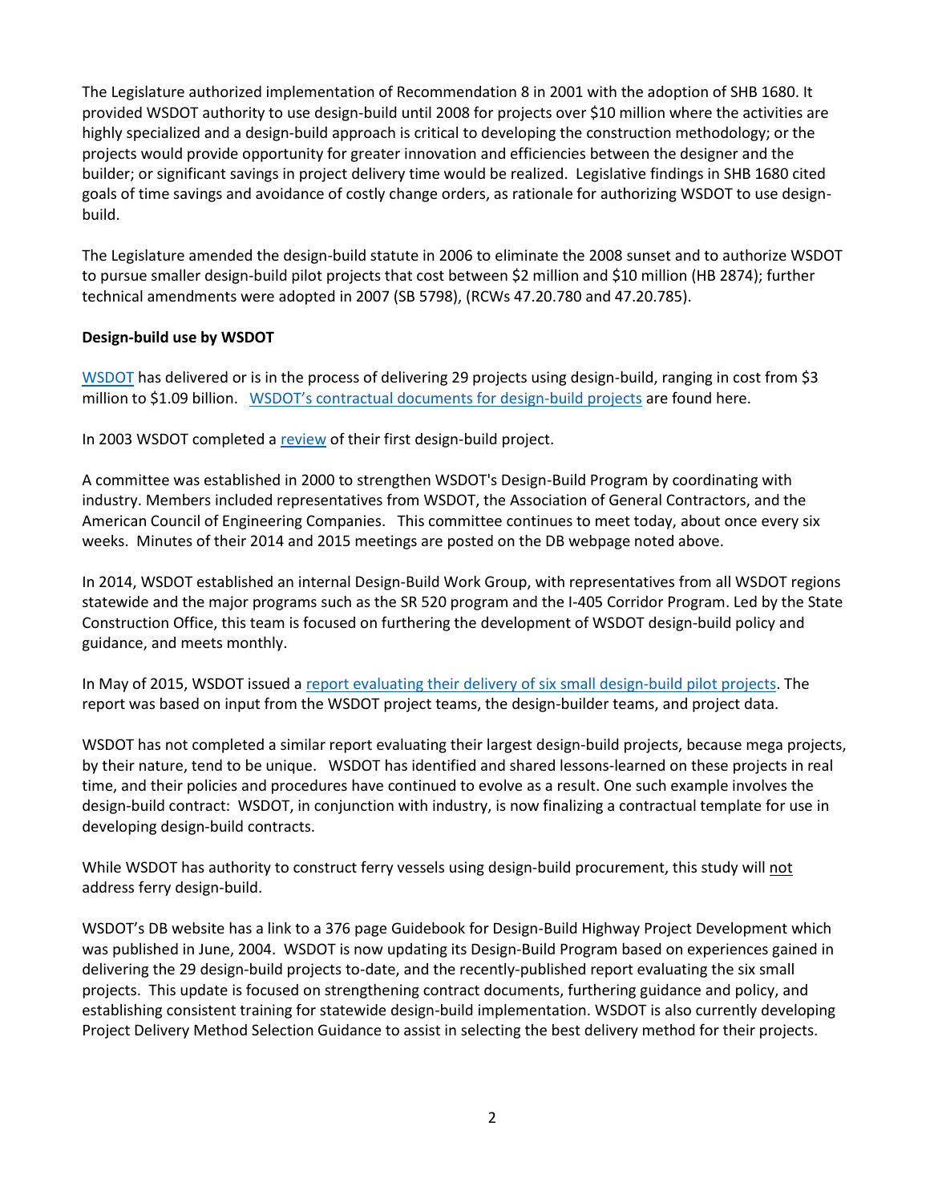The Legislature authorized implementation of Recommendation 8 in 2001 with the adoption of SHB 1680. It provided WSDOT authority to use design-build until 2008 for projects over $10 million where the activities are highly specialized and a design-build approach is critical to developing the construction methodology; or the projects would provide opportunity for greater innovation and efficiencies between the designer and the builder; or significant savings in project delivery time would be realized. Legislative findings in SHB 1680 cited goals of time savings and avoidance of costly change orders, as rationale for authorizing WSDOT to use design-build.

The Legislature amended the design-build statute in 2006 to eliminate the 2008 sunset and to authorize WSDOT to pursue smaller design-build pilot projects that cost between $2 million and $10 million (HB 2874); further technical amendments were adopted in 2007 (SB 5798), (RCWs 47.20.780 and 47.20.785).

**Design-build use by WSDOT**

WSDOT has delivered or is in the process of delivering 29 projects using design-build, ranging in cost from $3 million to $1.09 billion. WSDOT's contractual documents for design-build projects are found here.

In 2003 WSDOT completed a review of their first design-build project.

A committee was established in 2000 to strengthen WSDOT's Design-Build Program by coordinating with industry. Members included representatives from WSDOT, the Association of General Contractors, and the American Council of Engineering Companies. This committee continues to meet today, about once every six weeks. Minutes of their 2014 and 2015 meetings are posted on the DB webpage noted above.

In 2014, WSDOT established an internal Design-Build Work Group, with representatives from all WSDOT regions statewide and the major programs such as the SR 520 program and the I-405 Corridor Program. Led by the State Construction Office, this team is focused on furthering the development of WSDOT design-build policy and guidance, and meets monthly.

In May of 2015, WSDOT issued a report evaluating their delivery of six small design-build pilot projects. The report was based on input from the WSDOT project teams, the design-builder teams, and project data.

WSDOT has not completed a similar report evaluating their largest design-build projects, because mega projects, by their nature, tend to be unique. WSDOT has identified and shared lessons-learned on these projects in real time, and their policies and procedures have continued to evolve as a result. One such example involves the design-build contract: WSDOT, in conjunction with industry, is now finalizing a contractual template for use in developing design-build contracts.

While WSDOT has authority to construct ferry vessels using design-build procurement, this study will not address ferry design-build.

WSDOT's DB website has a link to a 376 page Guidebook for Design-Build Highway Project Development which was published in June, 2004. WSDOT is now updating its Design-Build Program based on experiences gained in delivering the 29 design-build projects to-date, and the recently-published report evaluating the six small projects. This update is focused on strengthening contract documents, furthering guidance and policy, and establishing consistent training for statewide design-build implementation. WSDOT is also currently developing Project Delivery Method Selection Guidance to assist in selecting the best delivery method for their projects.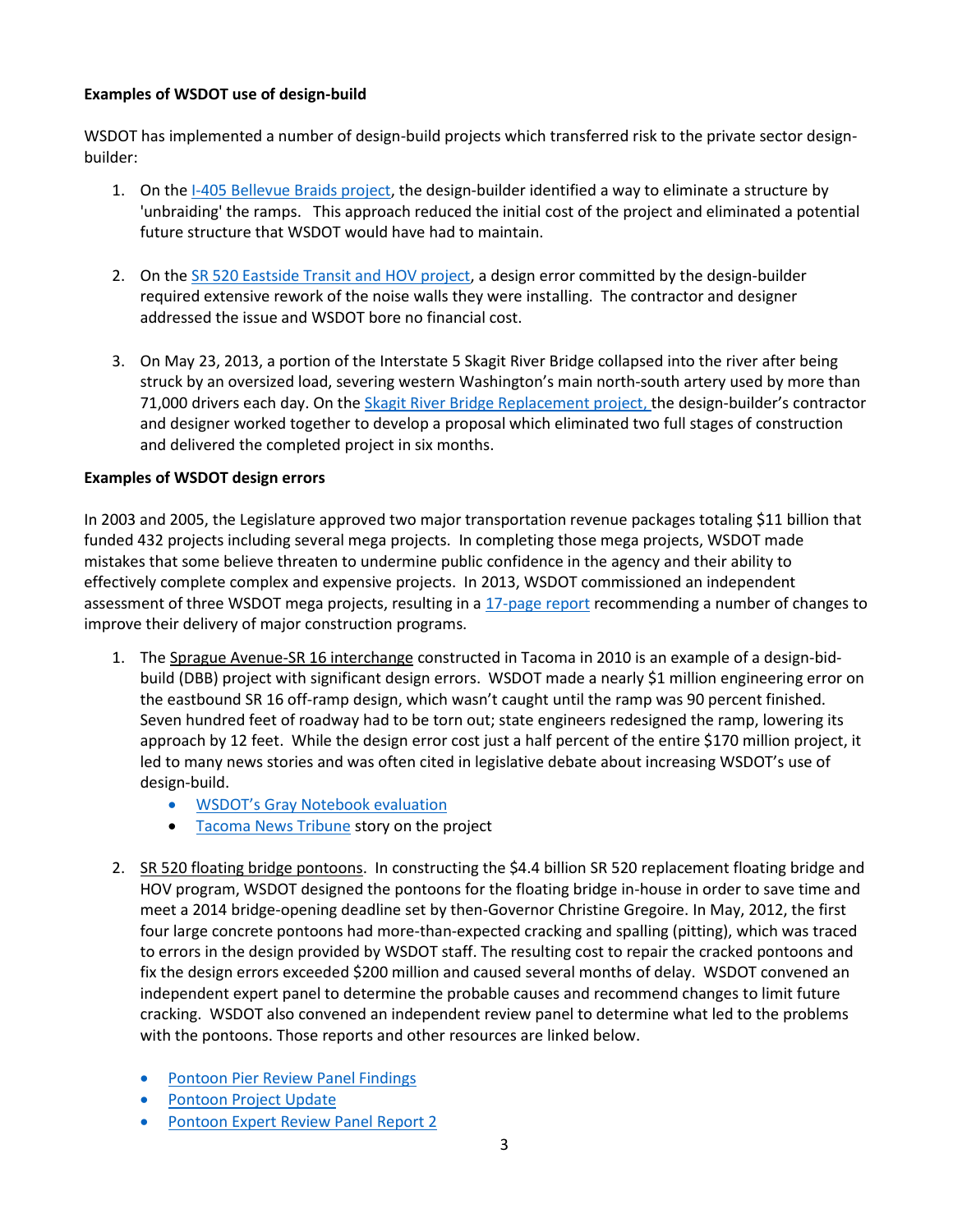**Examples of WSDOT use of design-build**

WSDOT has implemented a number of design-build projects which transferred risk to the private sector design-builder:

1. On the I-405 Bellevue Braids project, the design-builder identified a way to eliminate a structure by 'unbraiding' the ramps. This approach reduced the initial cost of the project and eliminated a potential future structure that WSDOT would have had to maintain.

2. On the SR 520 Eastside Transit and HOV project, a design error committed by the design-builder required extensive rework of the noise walls they were installing. The contractor and designer addressed the issue and WSDOT bore no financial cost.

3. On May 23, 2013, a portion of the Interstate 5 Skagit River Bridge collapsed into the river after being struck by an oversized load, severing western Washington's main north-south artery used by more than 71,000 drivers each day. On the Skagit River Bridge Replacement project, the design-builder's contractor and designer worked together to develop a proposal which eliminated two full stages of construction and delivered the completed project in six months.

**Examples of WSDOT design errors**

In 2003 and 2005, the Legislature approved two major transportation revenue packages totaling $11 billion that funded 432 projects including several mega projects. In completing those mega projects, WSDOT made mistakes that some believe threaten to undermine public confidence in the agency and their ability to effectively complete complex and expensive projects. In 2013, WSDOT commissioned an independent assessment of three WSDOT mega projects, resulting in a 17-page report recommending a number of changes to improve their delivery of major construction programs.

1. The Sprague Avenue-SR 16 interchange constructed in Tacoma in 2010 is an example of a design-bid-build (DBB) project with significant design errors. WSDOT made a nearly $1 million engineering error on the eastbound SR 16 off-ramp design, which wasn't caught until the ramp was 90 percent finished. Seven hundred feet of roadway had to be torn out; state engineers redesigned the ramp, lowering its approach by 12 feet. While the design error cost just a half percent of the entire $170 million project, it led to many news stories and was often cited in legislative debate about increasing WSDOT's use of design-build.
   - WSDOT's Gray Notebook evaluation
   - Tacoma News Tribune story on the project

2. SR 520 floating bridge pontoons. In constructing the $4.4 billion SR 520 replacement floating bridge and HOV program, WSDOT designed the pontoons for the floating bridge in-house in order to save time and meet a 2014 bridge-opening deadline set by then-Governor Christine Gregoire. In May, 2012, the first four large concrete pontoons had more-than-expected cracking and spalling (pitting), which was traced to errors in the design provided by WSDOT staff. The resulting cost to repair the cracked pontoons and fix the design errors exceeded $200 million and caused several months of delay. WSDOT convened an independent expert panel to determine the probable causes and recommend changes to limit future cracking. WSDOT also convened an independent review panel to determine what led to the problems with the pontoons. Those reports and other resources are linked below.

   - Pontoon Pier Review Panel Findings
   - Pontoon Project Update
   - Pontoon Expert Review Panel Report 2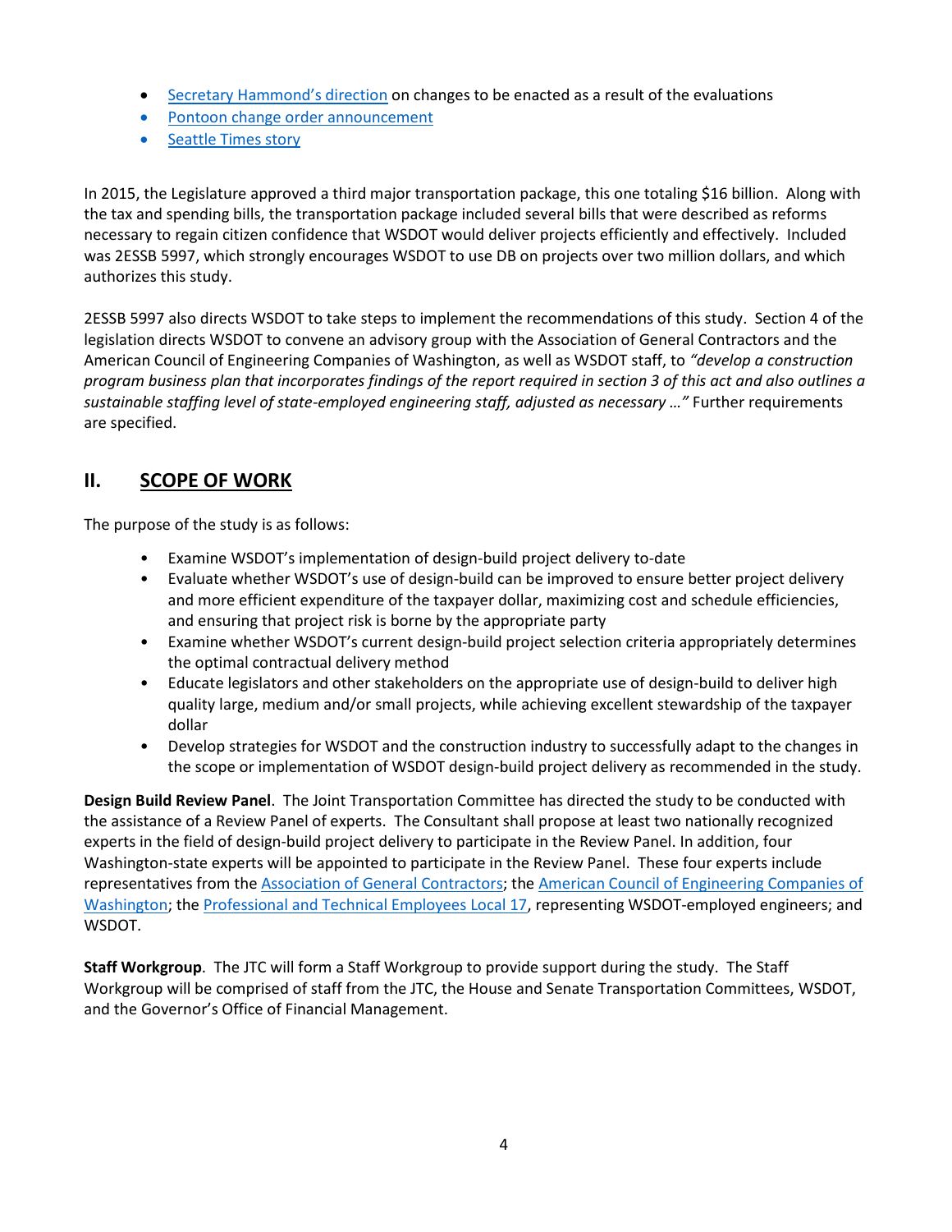- Secretary Hammond's direction on changes to be enacted as a result of the evaluations
- Pontoon change order announcement
- Seattle Times story

In 2015, the Legislature approved a third major transportation package, this one totaling $16 billion. Along with the tax and spending bills, the transportation package included several bills that were described as reforms necessary to regain citizen confidence that WSDOT would deliver projects efficiently and effectively. Included was 2ESSB 5997, which strongly encourages WSDOT to use DB on projects over two million dollars, and which authorizes this study.

2ESSB 5997 also directs WSDOT to take steps to implement the recommendations of this study. Section 4 of the legislation directs WSDOT to convene an advisory group with the Association of General Contractors and the American Council of Engineering Companies of Washington, as well as WSDOT staff, to *"develop a construction program business plan that incorporates findings of the report required in section 3 of this act and also outlines a sustainable staffing level of state-employed engineering staff, adjusted as necessary …"* Further requirements are specified.

## II. SCOPE OF WORK

The purpose of the study is as follows:

- Examine WSDOT's implementation of design-build project delivery to-date
- Evaluate whether WSDOT's use of design-build can be improved to ensure better project delivery and more efficient expenditure of the taxpayer dollar, maximizing cost and schedule efficiencies, and ensuring that project risk is borne by the appropriate party
- Examine whether WSDOT's current design-build project selection criteria appropriately determines the optimal contractual delivery method
- Educate legislators and other stakeholders on the appropriate use of design-build to deliver high quality large, medium and/or small projects, while achieving excellent stewardship of the taxpayer dollar
- Develop strategies for WSDOT and the construction industry to successfully adapt to the changes in the scope or implementation of WSDOT design-build project delivery as recommended in the study.

**Design Build Review Panel**. The Joint Transportation Committee has directed the study to be conducted with the assistance of a Review Panel of experts. The Consultant shall propose at least two nationally recognized experts in the field of design-build project delivery to participate in the Review Panel. In addition, four Washington-state experts will be appointed to participate in the Review Panel. These four experts include representatives from the Association of General Contractors; the American Council of Engineering Companies of Washington; the Professional and Technical Employees Local 17, representing WSDOT-employed engineers; and WSDOT.

**Staff Workgroup**. The JTC will form a Staff Workgroup to provide support during the study. The Staff Workgroup will be comprised of staff from the JTC, the House and Senate Transportation Committees, WSDOT, and the Governor's Office of Financial Management.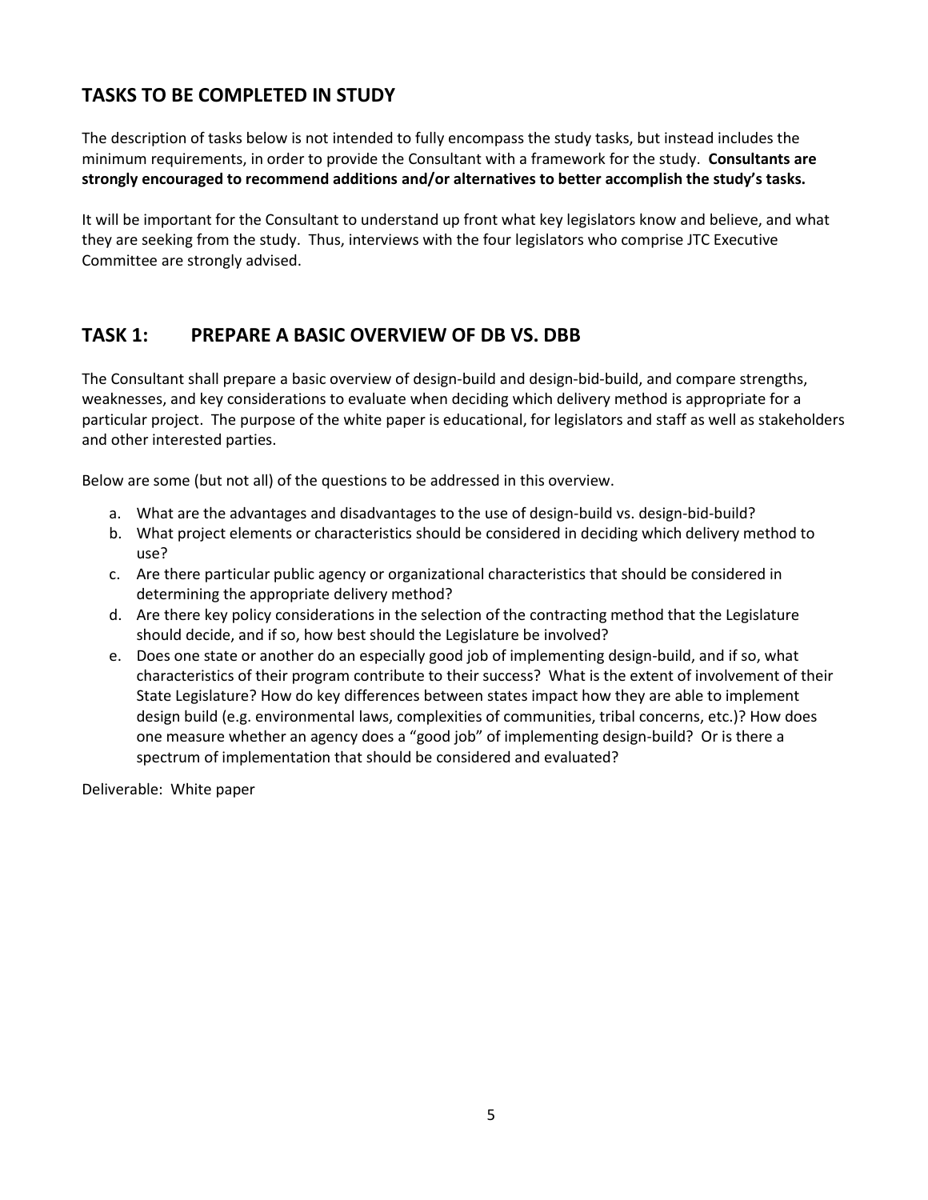## TASKS TO BE COMPLETED IN STUDY

The description of tasks below is not intended to fully encompass the study tasks, but instead includes the minimum requirements, in order to provide the Consultant with a framework for the study. **Consultants are strongly encouraged to recommend additions and/or alternatives to better accomplish the study's tasks.**

It will be important for the Consultant to understand up front what key legislators know and believe, and what they are seeking from the study. Thus, interviews with the four legislators who comprise JTC Executive Committee are strongly advised.

## TASK 1: PREPARE A BASIC OVERVIEW OF DB VS. DBB

The Consultant shall prepare a basic overview of design-build and design-bid-build, and compare strengths, weaknesses, and key considerations to evaluate when deciding which delivery method is appropriate for a particular project. The purpose of the white paper is educational, for legislators and staff as well as stakeholders and other interested parties.

Below are some (but not all) of the questions to be addressed in this overview.

a. What are the advantages and disadvantages to the use of design-build vs. design-bid-build?
b. What project elements or characteristics should be considered in deciding which delivery method to use?
c. Are there particular public agency or organizational characteristics that should be considered in determining the appropriate delivery method?
d. Are there key policy considerations in the selection of the contracting method that the Legislature should decide, and if so, how best should the Legislature be involved?
e. Does one state or another do an especially good job of implementing design-build, and if so, what characteristics of their program contribute to their success? What is the extent of involvement of their State Legislature? How do key differences between states impact how they are able to implement design build (e.g. environmental laws, complexities of communities, tribal concerns, etc.)? How does one measure whether an agency does a "good job" of implementing design-build? Or is there a spectrum of implementation that should be considered and evaluated?

Deliverable: White paper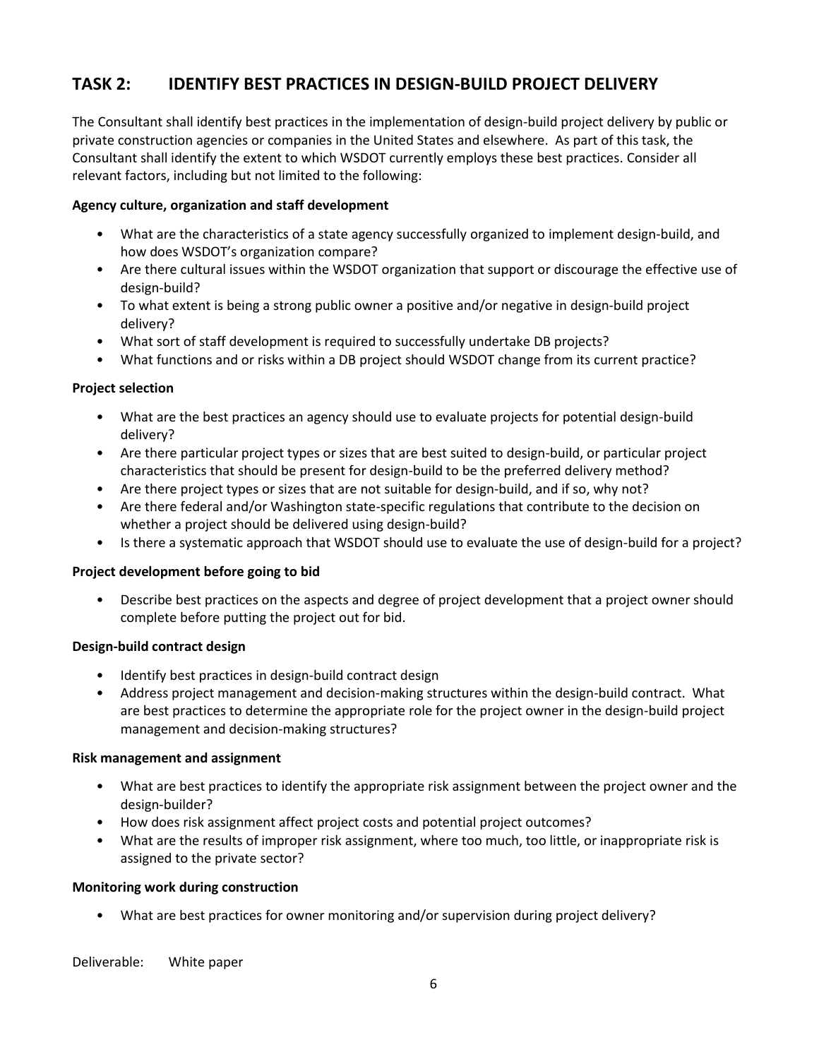## TASK 2: IDENTIFY BEST PRACTICES IN DESIGN-BUILD PROJECT DELIVERY

The Consultant shall identify best practices in the implementation of design-build project delivery by public or private construction agencies or companies in the United States and elsewhere. As part of this task, the Consultant shall identify the extent to which WSDOT currently employs these best practices. Consider all relevant factors, including but not limited to the following:

**Agency culture, organization and staff development**

- What are the characteristics of a state agency successfully organized to implement design-build, and how does WSDOT's organization compare?
- Are there cultural issues within the WSDOT organization that support or discourage the effective use of design-build?
- To what extent is being a strong public owner a positive and/or negative in design-build project delivery?
- What sort of staff development is required to successfully undertake DB projects?
- What functions and or risks within a DB project should WSDOT change from its current practice?

**Project selection**

- What are the best practices an agency should use to evaluate projects for potential design-build delivery?
- Are there particular project types or sizes that are best suited to design-build, or particular project characteristics that should be present for design-build to be the preferred delivery method?
- Are there project types or sizes that are not suitable for design-build, and if so, why not?
- Are there federal and/or Washington state-specific regulations that contribute to the decision on whether a project should be delivered using design-build?
- Is there a systematic approach that WSDOT should use to evaluate the use of design-build for a project?

**Project development before going to bid**

- Describe best practices on the aspects and degree of project development that a project owner should complete before putting the project out for bid.

**Design-build contract design**

- Identify best practices in design-build contract design
- Address project management and decision-making structures within the design-build contract. What are best practices to determine the appropriate role for the project owner in the design-build project management and decision-making structures?

**Risk management and assignment**

- What are best practices to identify the appropriate risk assignment between the project owner and the design-builder?
- How does risk assignment affect project costs and potential project outcomes?
- What are the results of improper risk assignment, where too much, too little, or inappropriate risk is assigned to the private sector?

**Monitoring work during construction**

- What are best practices for owner monitoring and/or supervision during project delivery?

Deliverable: White paper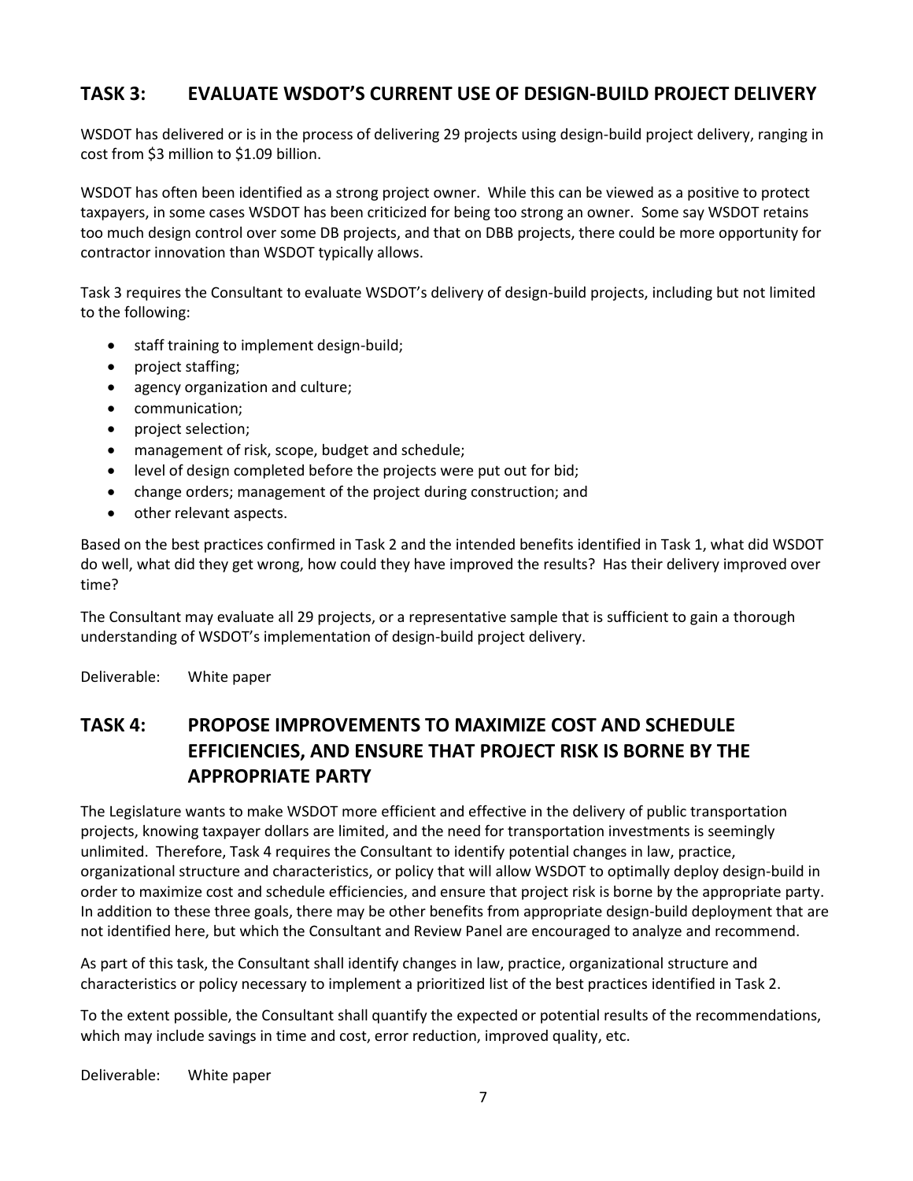## TASK 3: EVALUATE WSDOT'S CURRENT USE OF DESIGN-BUILD PROJECT DELIVERY

WSDOT has delivered or is in the process of delivering 29 projects using design-build project delivery, ranging in cost from $3 million to $1.09 billion.

WSDOT has often been identified as a strong project owner. While this can be viewed as a positive to protect taxpayers, in some cases WSDOT has been criticized for being too strong an owner. Some say WSDOT retains too much design control over some DB projects, and that on DBB projects, there could be more opportunity for contractor innovation than WSDOT typically allows.

Task 3 requires the Consultant to evaluate WSDOT's delivery of design-build projects, including but not limited to the following:

- staff training to implement design-build;
- project staffing;
- agency organization and culture;
- communication;
- project selection;
- management of risk, scope, budget and schedule;
- level of design completed before the projects were put out for bid;
- change orders; management of the project during construction; and
- other relevant aspects.

Based on the best practices confirmed in Task 2 and the intended benefits identified in Task 1, what did WSDOT do well, what did they get wrong, how could they have improved the results? Has their delivery improved over time?

The Consultant may evaluate all 29 projects, or a representative sample that is sufficient to gain a thorough understanding of WSDOT's implementation of design-build project delivery.

Deliverable: White paper

## TASK 4: PROPOSE IMPROVEMENTS TO MAXIMIZE COST AND SCHEDULE EFFICIENCIES, AND ENSURE THAT PROJECT RISK IS BORNE BY THE APPROPRIATE PARTY

The Legislature wants to make WSDOT more efficient and effective in the delivery of public transportation projects, knowing taxpayer dollars are limited, and the need for transportation investments is seemingly unlimited. Therefore, Task 4 requires the Consultant to identify potential changes in law, practice, organizational structure and characteristics, or policy that will allow WSDOT to optimally deploy design-build in order to maximize cost and schedule efficiencies, and ensure that project risk is borne by the appropriate party. In addition to these three goals, there may be other benefits from appropriate design-build deployment that are not identified here, but which the Consultant and Review Panel are encouraged to analyze and recommend.

As part of this task, the Consultant shall identify changes in law, practice, organizational structure and characteristics or policy necessary to implement a prioritized list of the best practices identified in Task 2.

To the extent possible, the Consultant shall quantify the expected or potential results of the recommendations, which may include savings in time and cost, error reduction, improved quality, etc.

Deliverable: White paper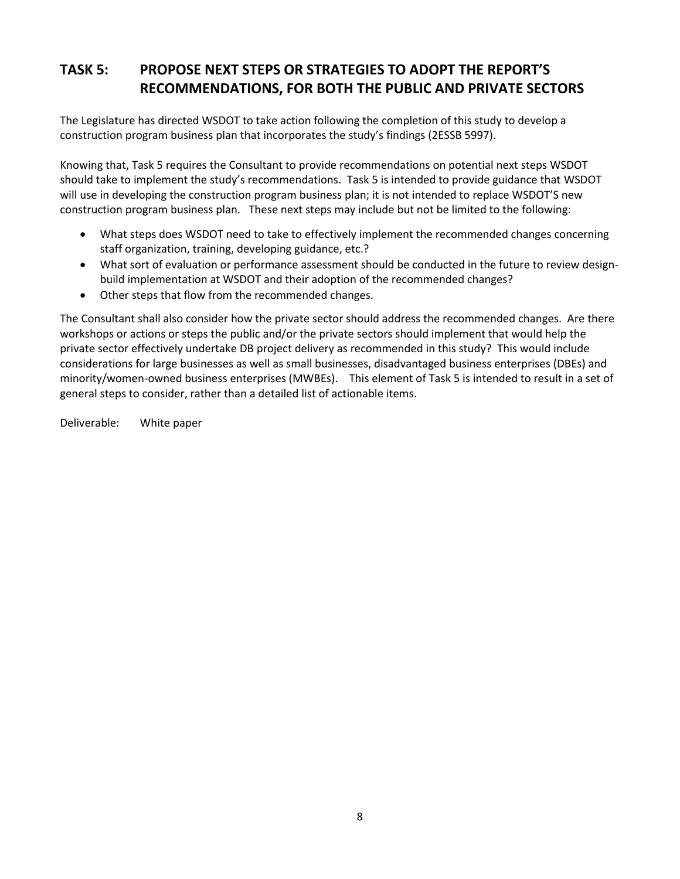## TASK 5: PROPOSE NEXT STEPS OR STRATEGIES TO ADOPT THE REPORT'S RECOMMENDATIONS, FOR BOTH THE PUBLIC AND PRIVATE SECTORS

The Legislature has directed WSDOT to take action following the completion of this study to develop a construction program business plan that incorporates the study's findings (2ESSB 5997).

Knowing that, Task 5 requires the Consultant to provide recommendations on potential next steps WSDOT should take to implement the study's recommendations. Task 5 is intended to provide guidance that WSDOT will use in developing the construction program business plan; it is not intended to replace WSDOT'S new construction program business plan. These next steps may include but not be limited to the following:

- What steps does WSDOT need to take to effectively implement the recommended changes concerning staff organization, training, developing guidance, etc.?
- What sort of evaluation or performance assessment should be conducted in the future to review design-build implementation at WSDOT and their adoption of the recommended changes?
- Other steps that flow from the recommended changes.

The Consultant shall also consider how the private sector should address the recommended changes. Are there workshops or actions or steps the public and/or the private sectors should implement that would help the private sector effectively undertake DB project delivery as recommended in this study? This would include considerations for large businesses as well as small businesses, disadvantaged business enterprises (DBEs) and minority/women-owned business enterprises (MWBEs). This element of Task 5 is intended to result in a set of general steps to consider, rather than a detailed list of actionable items.

Deliverable: White paper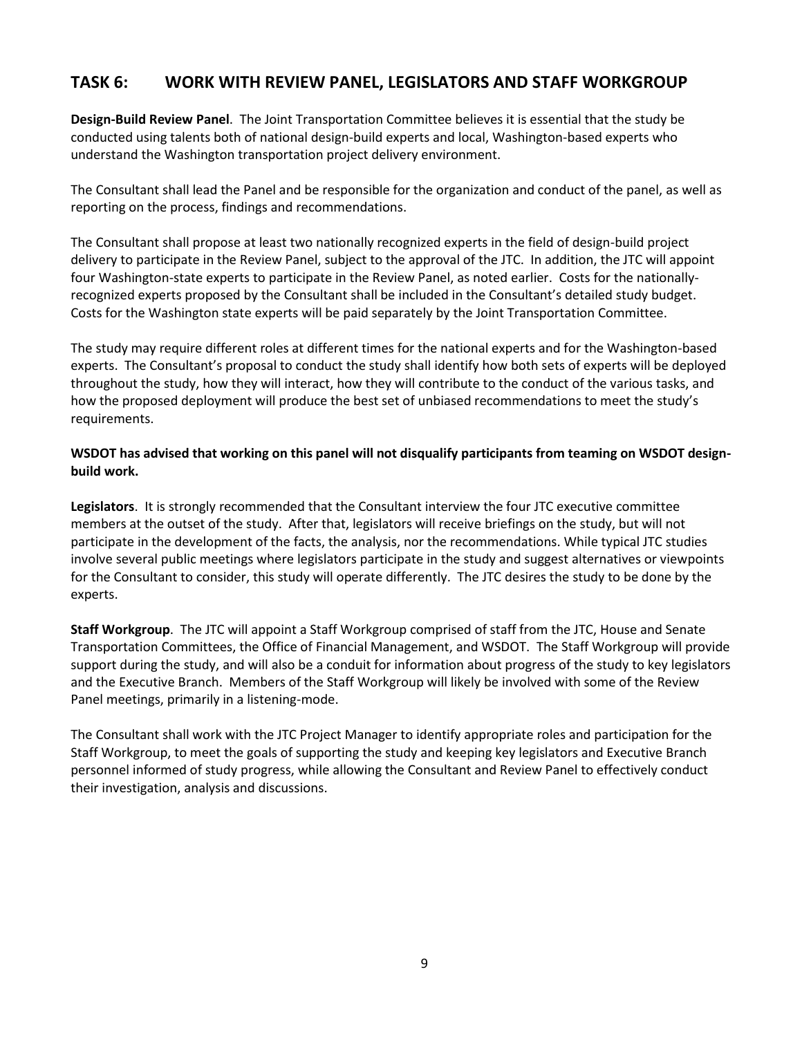## TASK 6: WORK WITH REVIEW PANEL, LEGISLATORS AND STAFF WORKGROUP

**Design-Build Review Panel**. The Joint Transportation Committee believes it is essential that the study be conducted using talents both of national design-build experts and local, Washington-based experts who understand the Washington transportation project delivery environment.

The Consultant shall lead the Panel and be responsible for the organization and conduct of the panel, as well as reporting on the process, findings and recommendations.

The Consultant shall propose at least two nationally recognized experts in the field of design-build project delivery to participate in the Review Panel, subject to the approval of the JTC. In addition, the JTC will appoint four Washington-state experts to participate in the Review Panel, as noted earlier. Costs for the nationally-recognized experts proposed by the Consultant shall be included in the Consultant's detailed study budget. Costs for the Washington state experts will be paid separately by the Joint Transportation Committee.

The study may require different roles at different times for the national experts and for the Washington-based experts. The Consultant's proposal to conduct the study shall identify how both sets of experts will be deployed throughout the study, how they will interact, how they will contribute to the conduct of the various tasks, and how the proposed deployment will produce the best set of unbiased recommendations to meet the study's requirements.

**WSDOT has advised that working on this panel will not disqualify participants from teaming on WSDOT design-build work.**

**Legislators**. It is strongly recommended that the Consultant interview the four JTC executive committee members at the outset of the study. After that, legislators will receive briefings on the study, but will not participate in the development of the facts, the analysis, nor the recommendations. While typical JTC studies involve several public meetings where legislators participate in the study and suggest alternatives or viewpoints for the Consultant to consider, this study will operate differently. The JTC desires the study to be done by the experts.

**Staff Workgroup**. The JTC will appoint a Staff Workgroup comprised of staff from the JTC, House and Senate Transportation Committees, the Office of Financial Management, and WSDOT. The Staff Workgroup will provide support during the study, and will also be a conduit for information about progress of the study to key legislators and the Executive Branch. Members of the Staff Workgroup will likely be involved with some of the Review Panel meetings, primarily in a listening-mode.

The Consultant shall work with the JTC Project Manager to identify appropriate roles and participation for the Staff Workgroup, to meet the goals of supporting the study and keeping key legislators and Executive Branch personnel informed of study progress, while allowing the Consultant and Review Panel to effectively conduct their investigation, analysis and discussions.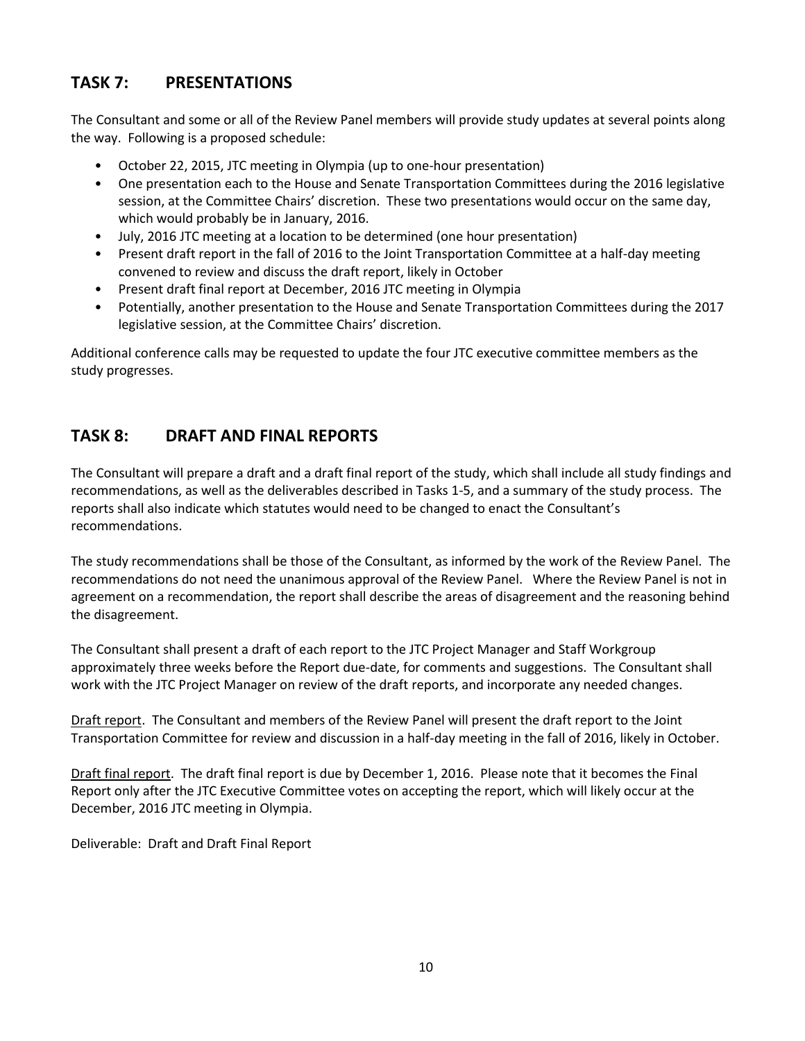## TASK 7: PRESENTATIONS

The Consultant and some or all of the Review Panel members will provide study updates at several points along the way. Following is a proposed schedule:

- October 22, 2015, JTC meeting in Olympia (up to one-hour presentation)
- One presentation each to the House and Senate Transportation Committees during the 2016 legislative session, at the Committee Chairs' discretion. These two presentations would occur on the same day, which would probably be in January, 2016.
- July, 2016 JTC meeting at a location to be determined (one hour presentation)
- Present draft report in the fall of 2016 to the Joint Transportation Committee at a half-day meeting convened to review and discuss the draft report, likely in October
- Present draft final report at December, 2016 JTC meeting in Olympia
- Potentially, another presentation to the House and Senate Transportation Committees during the 2017 legislative session, at the Committee Chairs' discretion.

Additional conference calls may be requested to update the four JTC executive committee members as the study progresses.

## TASK 8: DRAFT AND FINAL REPORTS

The Consultant will prepare a draft and a draft final report of the study, which shall include all study findings and recommendations, as well as the deliverables described in Tasks 1-5, and a summary of the study process. The reports shall also indicate which statutes would need to be changed to enact the Consultant's recommendations.

The study recommendations shall be those of the Consultant, as informed by the work of the Review Panel. The recommendations do not need the unanimous approval of the Review Panel. Where the Review Panel is not in agreement on a recommendation, the report shall describe the areas of disagreement and the reasoning behind the disagreement.

The Consultant shall present a draft of each report to the JTC Project Manager and Staff Workgroup approximately three weeks before the Report due-date, for comments and suggestions. The Consultant shall work with the JTC Project Manager on review of the draft reports, and incorporate any needed changes.

Draft report. The Consultant and members of the Review Panel will present the draft report to the Joint Transportation Committee for review and discussion in a half-day meeting in the fall of 2016, likely in October.

Draft final report. The draft final report is due by December 1, 2016. Please note that it becomes the Final Report only after the JTC Executive Committee votes on accepting the report, which will likely occur at the December, 2016 JTC meeting in Olympia.

Deliverable: Draft and Draft Final Report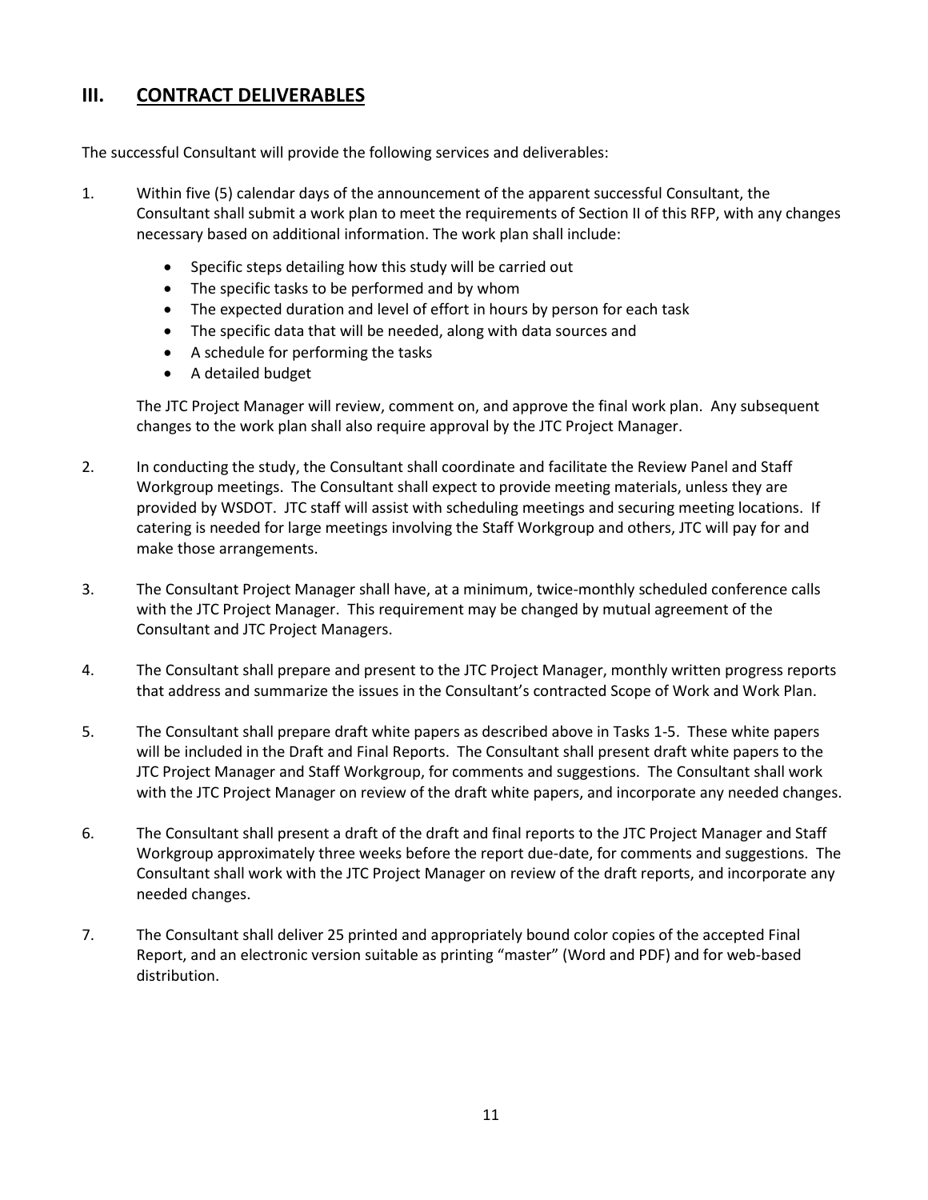## III. CONTRACT DELIVERABLES

The successful Consultant will provide the following services and deliverables:

1. Within five (5) calendar days of the announcement of the apparent successful Consultant, the Consultant shall submit a work plan to meet the requirements of Section II of this RFP, with any changes necessary based on additional information. The work plan shall include:

   - Specific steps detailing how this study will be carried out
   - The specific tasks to be performed and by whom
   - The expected duration and level of effort in hours by person for each task
   - The specific data that will be needed, along with data sources and
   - A schedule for performing the tasks
   - A detailed budget

   The JTC Project Manager will review, comment on, and approve the final work plan. Any subsequent changes to the work plan shall also require approval by the JTC Project Manager.

2. In conducting the study, the Consultant shall coordinate and facilitate the Review Panel and Staff Workgroup meetings. The Consultant shall expect to provide meeting materials, unless they are provided by WSDOT. JTC staff will assist with scheduling meetings and securing meeting locations. If catering is needed for large meetings involving the Staff Workgroup and others, JTC will pay for and make those arrangements.

3. The Consultant Project Manager shall have, at a minimum, twice-monthly scheduled conference calls with the JTC Project Manager. This requirement may be changed by mutual agreement of the Consultant and JTC Project Managers.

4. The Consultant shall prepare and present to the JTC Project Manager, monthly written progress reports that address and summarize the issues in the Consultant's contracted Scope of Work and Work Plan.

5. The Consultant shall prepare draft white papers as described above in Tasks 1-5. These white papers will be included in the Draft and Final Reports. The Consultant shall present draft white papers to the JTC Project Manager and Staff Workgroup, for comments and suggestions. The Consultant shall work with the JTC Project Manager on review of the draft white papers, and incorporate any needed changes.

6. The Consultant shall present a draft of the draft and final reports to the JTC Project Manager and Staff Workgroup approximately three weeks before the report due-date, for comments and suggestions. The Consultant shall work with the JTC Project Manager on review of the draft reports, and incorporate any needed changes.

7. The Consultant shall deliver 25 printed and appropriately bound color copies of the accepted Final Report, and an electronic version suitable as printing "master" (Word and PDF) and for web-based distribution.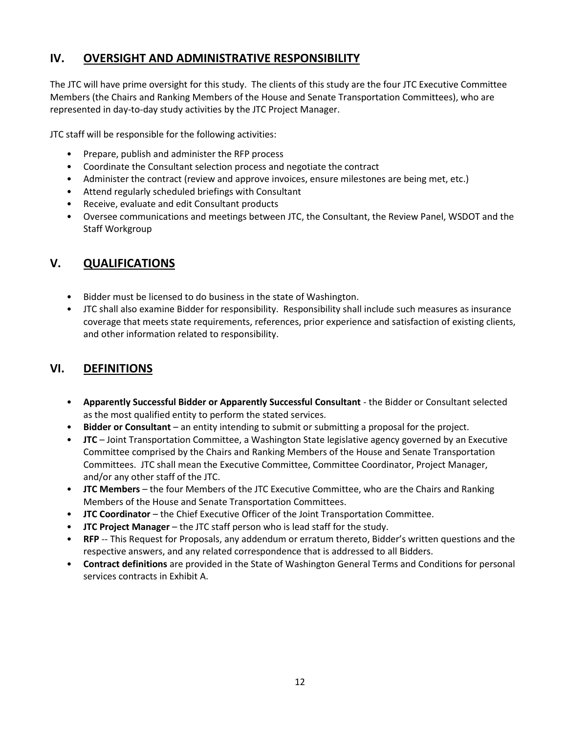## IV. <u>OVERSIGHT AND ADMINISTRATIVE RESPONSIBILITY</u>

The JTC will have prime oversight for this study. The clients of this study are the four JTC Executive Committee Members (the Chairs and Ranking Members of the House and Senate Transportation Committees), who are represented in day-to-day study activities by the JTC Project Manager.

JTC staff will be responsible for the following activities:

- Prepare, publish and administer the RFP process
- Coordinate the Consultant selection process and negotiate the contract
- Administer the contract (review and approve invoices, ensure milestones are being met, etc.)
- Attend regularly scheduled briefings with Consultant
- Receive, evaluate and edit Consultant products
- Oversee communications and meetings between JTC, the Consultant, the Review Panel, WSDOT and the Staff Workgroup

## V. <u>QUALIFICATIONS</u>

- Bidder must be licensed to do business in the state of Washington.
- JTC shall also examine Bidder for responsibility. Responsibility shall include such measures as insurance coverage that meets state requirements, references, prior experience and satisfaction of existing clients, and other information related to responsibility.

## VI. <u>DEFINITIONS</u>

- **Apparently Successful Bidder or Apparently Successful Consultant** - the Bidder or Consultant selected as the most qualified entity to perform the stated services.
- **Bidder or Consultant** – an entity intending to submit or submitting a proposal for the project.
- **JTC** – Joint Transportation Committee, a Washington State legislative agency governed by an Executive Committee comprised by the Chairs and Ranking Members of the House and Senate Transportation Committees. JTC shall mean the Executive Committee, Committee Coordinator, Project Manager, and/or any other staff of the JTC.
- **JTC Members** – the four Members of the JTC Executive Committee, who are the Chairs and Ranking Members of the House and Senate Transportation Committees.
- **JTC Coordinator** – the Chief Executive Officer of the Joint Transportation Committee.
- **JTC Project Manager** – the JTC staff person who is lead staff for the study.
- **RFP** -- This Request for Proposals, any addendum or erratum thereto, Bidder's written questions and the respective answers, and any related correspondence that is addressed to all Bidders.
- **Contract definitions** are provided in the State of Washington General Terms and Conditions for personal services contracts in Exhibit A.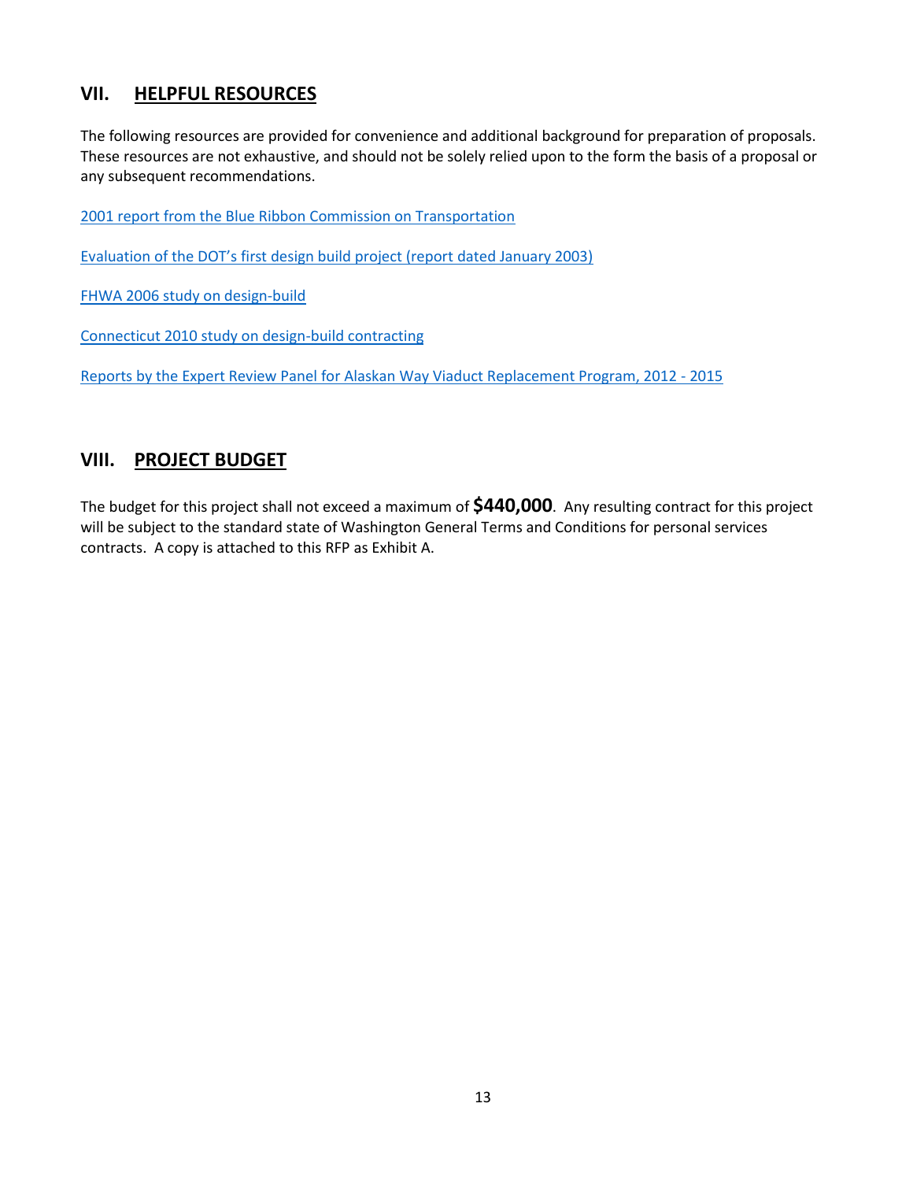## VII. HELPFUL RESOURCES

The following resources are provided for convenience and additional background for preparation of proposals. These resources are not exhaustive, and should not be solely relied upon to the form the basis of a proposal or any subsequent recommendations.

2001 report from the Blue Ribbon Commission on Transportation

Evaluation of the DOT's first design build project (report dated January 2003)

FHWA 2006 study on design-build

Connecticut 2010 study on design-build contracting

Reports by the Expert Review Panel for Alaskan Way Viaduct Replacement Program, 2012 - 2015

## VIII. PROJECT BUDGET

The budget for this project shall not exceed a maximum of **$440,000**. Any resulting contract for this project will be subject to the standard state of Washington General Terms and Conditions for personal services contracts. A copy is attached to this RFP as Exhibit A.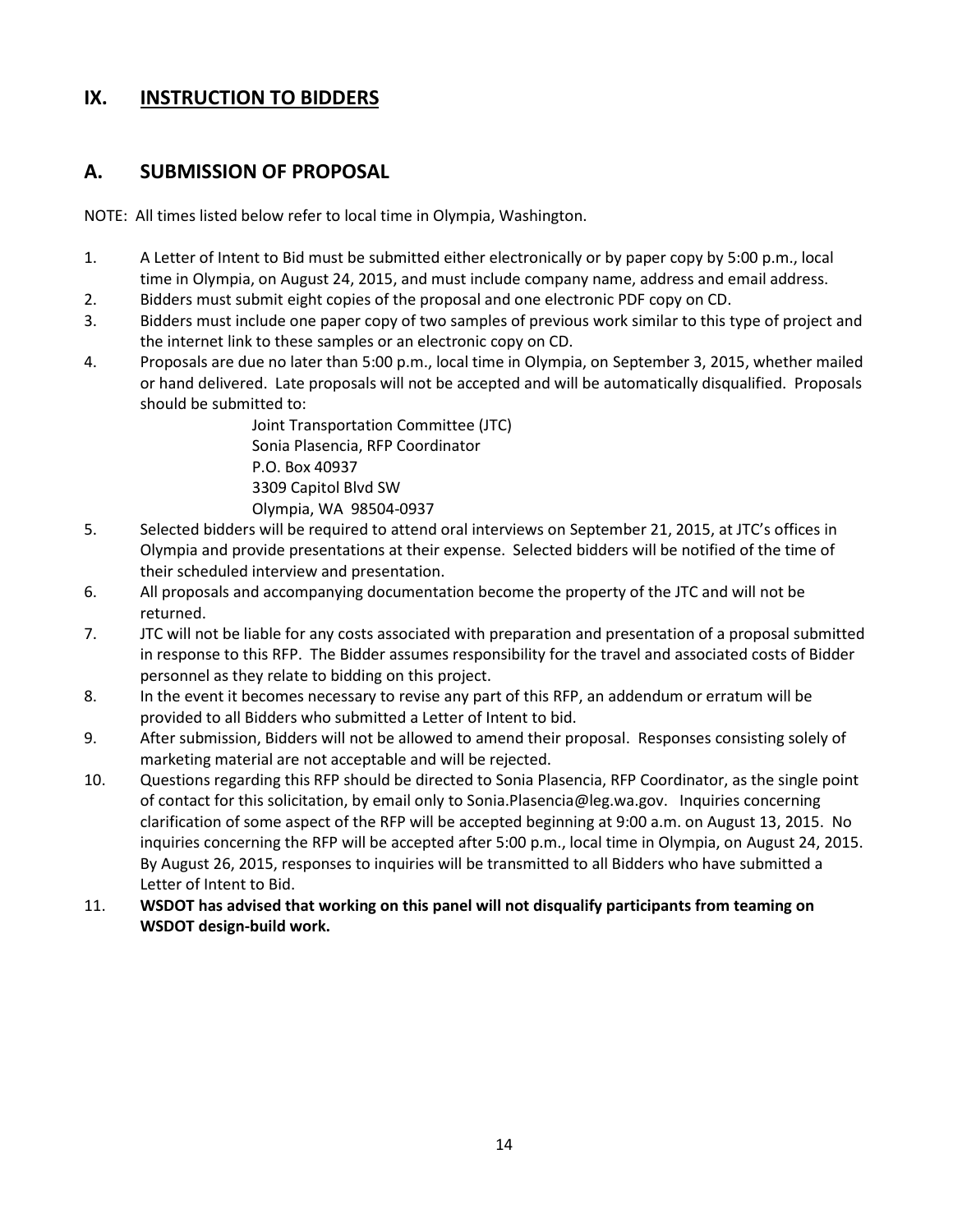## IX. INSTRUCTION TO BIDDERS

## A. SUBMISSION OF PROPOSAL

NOTE: All times listed below refer to local time in Olympia, Washington.

1. A Letter of Intent to Bid must be submitted either electronically or by paper copy by 5:00 p.m., local time in Olympia, on August 24, 2015, and must include company name, address and email address.
2. Bidders must submit eight copies of the proposal and one electronic PDF copy on CD.
3. Bidders must include one paper copy of two samples of previous work similar to this type of project and the internet link to these samples or an electronic copy on CD.
4. Proposals are due no later than 5:00 p.m., local time in Olympia, on September 3, 2015, whether mailed or hand delivered. Late proposals will not be accepted and will be automatically disqualified. Proposals should be submitted to:

   Joint Transportation Committee (JTC)
   Sonia Plasencia, RFP Coordinator
   P.O. Box 40937
   3309 Capitol Blvd SW
   Olympia, WA 98504-0937

5. Selected bidders will be required to attend oral interviews on September 21, 2015, at JTC's offices in Olympia and provide presentations at their expense. Selected bidders will be notified of the time of their scheduled interview and presentation.
6. All proposals and accompanying documentation become the property of the JTC and will not be returned.
7. JTC will not be liable for any costs associated with preparation and presentation of a proposal submitted in response to this RFP. The Bidder assumes responsibility for the travel and associated costs of Bidder personnel as they relate to bidding on this project.
8. In the event it becomes necessary to revise any part of this RFP, an addendum or erratum will be provided to all Bidders who submitted a Letter of Intent to bid.
9. After submission, Bidders will not be allowed to amend their proposal. Responses consisting solely of marketing material are not acceptable and will be rejected.
10. Questions regarding this RFP should be directed to Sonia Plasencia, RFP Coordinator, as the single point of contact for this solicitation, by email only to Sonia.Plasencia@leg.wa.gov. Inquiries concerning clarification of some aspect of the RFP will be accepted beginning at 9:00 a.m. on August 13, 2015. No inquiries concerning the RFP will be accepted after 5:00 p.m., local time in Olympia, on August 24, 2015. By August 26, 2015, responses to inquiries will be transmitted to all Bidders who have submitted a Letter of Intent to Bid.
11. **WSDOT has advised that working on this panel will not disqualify participants from teaming on WSDOT design-build work.**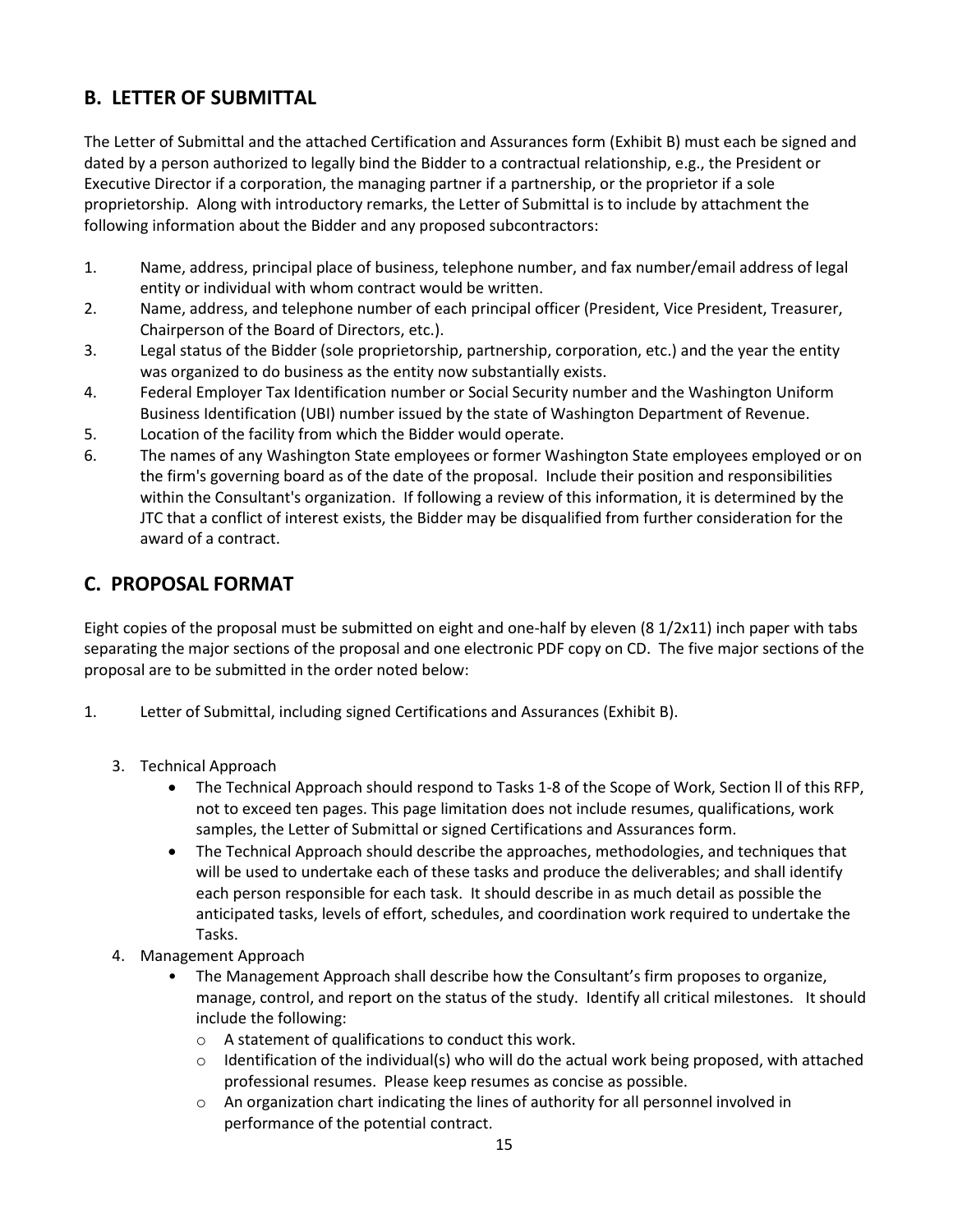## B. LETTER OF SUBMITTAL

The Letter of Submittal and the attached Certification and Assurances form (Exhibit B) must each be signed and dated by a person authorized to legally bind the Bidder to a contractual relationship, e.g., the President or Executive Director if a corporation, the managing partner if a partnership, or the proprietor if a sole proprietorship. Along with introductory remarks, the Letter of Submittal is to include by attachment the following information about the Bidder and any proposed subcontractors:

1. Name, address, principal place of business, telephone number, and fax number/email address of legal entity or individual with whom contract would be written.
2. Name, address, and telephone number of each principal officer (President, Vice President, Treasurer, Chairperson of the Board of Directors, etc.).
3. Legal status of the Bidder (sole proprietorship, partnership, corporation, etc.) and the year the entity was organized to do business as the entity now substantially exists.
4. Federal Employer Tax Identification number or Social Security number and the Washington Uniform Business Identification (UBI) number issued by the state of Washington Department of Revenue.
5. Location of the facility from which the Bidder would operate.
6. The names of any Washington State employees or former Washington State employees employed or on the firm's governing board as of the date of the proposal. Include their position and responsibilities within the Consultant's organization. If following a review of this information, it is determined by the JTC that a conflict of interest exists, the Bidder may be disqualified from further consideration for the award of a contract.

## C. PROPOSAL FORMAT

Eight copies of the proposal must be submitted on eight and one-half by eleven (8 1/2x11) inch paper with tabs separating the major sections of the proposal and one electronic PDF copy on CD. The five major sections of the proposal are to be submitted in the order noted below:

1. Letter of Submittal, including signed Certifications and Assurances (Exhibit B).

3. Technical Approach
   - The Technical Approach should respond to Tasks 1-8 of the Scope of Work, Section ll of this RFP, not to exceed ten pages. This page limitation does not include resumes, qualifications, work samples, the Letter of Submittal or signed Certifications and Assurances form.
   - The Technical Approach should describe the approaches, methodologies, and techniques that will be used to undertake each of these tasks and produce the deliverables; and shall identify each person responsible for each task. It should describe in as much detail as possible the anticipated tasks, levels of effort, schedules, and coordination work required to undertake the Tasks.
4. Management Approach
   - The Management Approach shall describe how the Consultant's firm proposes to organize, manage, control, and report on the status of the study. Identify all critical milestones. It should include the following:
     - A statement of qualifications to conduct this work.
     - Identification of the individual(s) who will do the actual work being proposed, with attached professional resumes. Please keep resumes as concise as possible.
     - An organization chart indicating the lines of authority for all personnel involved in performance of the potential contract.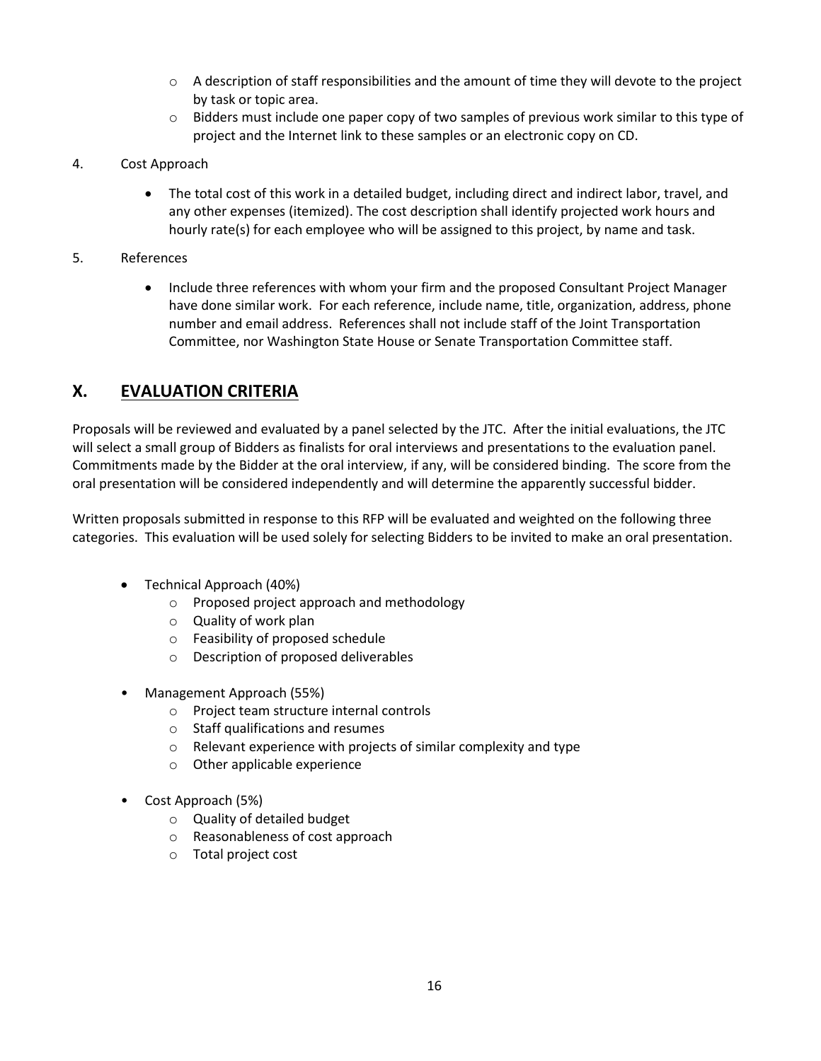- A description of staff responsibilities and the amount of time they will devote to the project by task or topic area.
  - Bidders must include one paper copy of two samples of previous work similar to this type of project and the Internet link to these samples or an electronic copy on CD.

4. Cost Approach

   - The total cost of this work in a detailed budget, including direct and indirect labor, travel, and any other expenses (itemized). The cost description shall identify projected work hours and hourly rate(s) for each employee who will be assigned to this project, by name and task.

5. References

   - Include three references with whom your firm and the proposed Consultant Project Manager have done similar work. For each reference, include name, title, organization, address, phone number and email address. References shall not include staff of the Joint Transportation Committee, nor Washington State House or Senate Transportation Committee staff.

## X. EVALUATION CRITERIA

Proposals will be reviewed and evaluated by a panel selected by the JTC. After the initial evaluations, the JTC will select a small group of Bidders as finalists for oral interviews and presentations to the evaluation panel. Commitments made by the Bidder at the oral interview, if any, will be considered binding. The score from the oral presentation will be considered independently and will determine the apparently successful bidder.

Written proposals submitted in response to this RFP will be evaluated and weighted on the following three categories. This evaluation will be used solely for selecting Bidders to be invited to make an oral presentation.

- Technical Approach (40%)
  - Proposed project approach and methodology
  - Quality of work plan
  - Feasibility of proposed schedule
  - Description of proposed deliverables
- Management Approach (55%)
  - Project team structure internal controls
  - Staff qualifications and resumes
  - Relevant experience with projects of similar complexity and type
  - Other applicable experience
- Cost Approach (5%)
  - Quality of detailed budget
  - Reasonableness of cost approach
  - Total project cost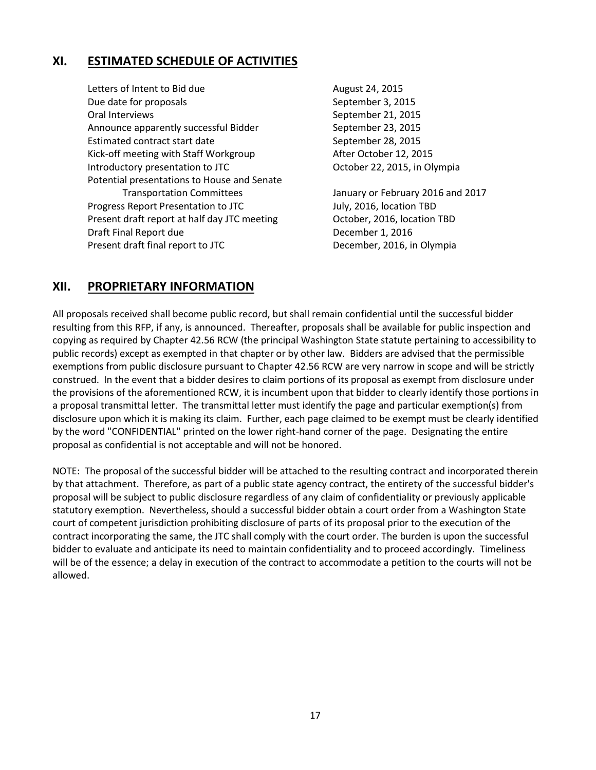## XI. ESTIMATED SCHEDULE OF ACTIVITIES

| Activity | Date |
|---|---|
| Letters of Intent to Bid due | August 24, 2015 |
| Due date for proposals | September 3, 2015 |
| Oral Interviews | September 21, 2015 |
| Announce apparently successful Bidder | September 23, 2015 |
| Estimated contract start date | September 28, 2015 |
| Kick-off meeting with Staff Workgroup | After October 12, 2015 |
| Introductory presentation to JTC | October 22, 2015, in Olympia |
| Potential presentations to House and Senate Transportation Committees | January or February 2016 and 2017 |
| Progress Report Presentation to JTC | July, 2016, location TBD |
| Present draft report at half day JTC meeting | October, 2016, location TBD |
| Draft Final Report due | December 1, 2016 |
| Present draft final report to JTC | December, 2016, in Olympia |

## XII. PROPRIETARY INFORMATION

All proposals received shall become public record, but shall remain confidential until the successful bidder resulting from this RFP, if any, is announced. Thereafter, proposals shall be available for public inspection and copying as required by Chapter 42.56 RCW (the principal Washington State statute pertaining to accessibility to public records) except as exempted in that chapter or by other law. Bidders are advised that the permissible exemptions from public disclosure pursuant to Chapter 42.56 RCW are very narrow in scope and will be strictly construed. In the event that a bidder desires to claim portions of its proposal as exempt from disclosure under the provisions of the aforementioned RCW, it is incumbent upon that bidder to clearly identify those portions in a proposal transmittal letter. The transmittal letter must identify the page and particular exemption(s) from disclosure upon which it is making its claim. Further, each page claimed to be exempt must be clearly identified by the word "CONFIDENTIAL" printed on the lower right-hand corner of the page. Designating the entire proposal as confidential is not acceptable and will not be honored.

NOTE: The proposal of the successful bidder will be attached to the resulting contract and incorporated therein by that attachment. Therefore, as part of a public state agency contract, the entirety of the successful bidder's proposal will be subject to public disclosure regardless of any claim of confidentiality or previously applicable statutory exemption. Nevertheless, should a successful bidder obtain a court order from a Washington State court of competent jurisdiction prohibiting disclosure of parts of its proposal prior to the execution of the contract incorporating the same, the JTC shall comply with the court order. The burden is upon the successful bidder to evaluate and anticipate its need to maintain confidentiality and to proceed accordingly. Timeliness will be of the essence; a delay in execution of the contract to accommodate a petition to the courts will not be allowed.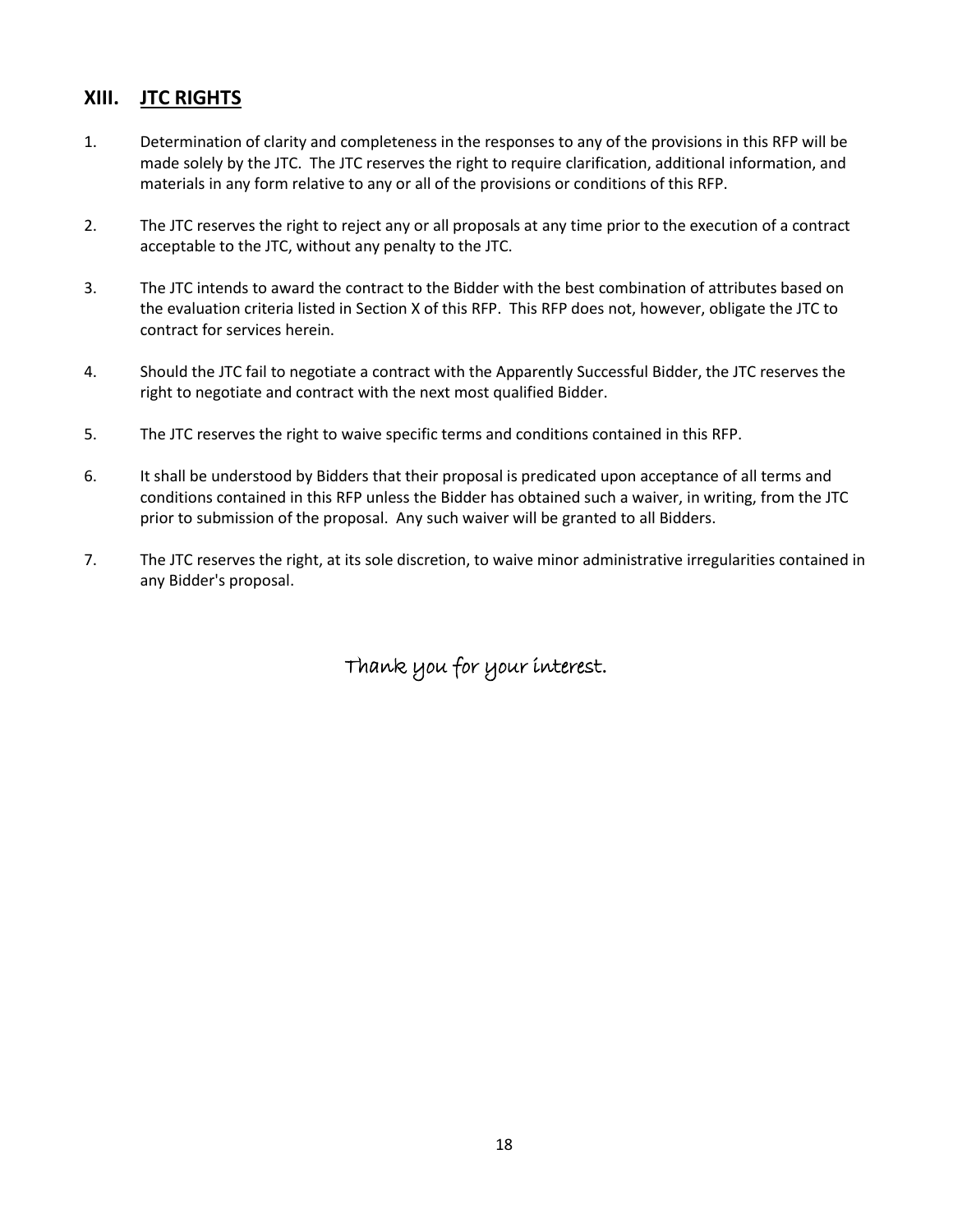## XIII. JTC RIGHTS

1. Determination of clarity and completeness in the responses to any of the provisions in this RFP will be made solely by the JTC. The JTC reserves the right to require clarification, additional information, and materials in any form relative to any or all of the provisions or conditions of this RFP.

2. The JTC reserves the right to reject any or all proposals at any time prior to the execution of a contract acceptable to the JTC, without any penalty to the JTC.

3. The JTC intends to award the contract to the Bidder with the best combination of attributes based on the evaluation criteria listed in Section X of this RFP. This RFP does not, however, obligate the JTC to contract for services herein.

4. Should the JTC fail to negotiate a contract with the Apparently Successful Bidder, the JTC reserves the right to negotiate and contract with the next most qualified Bidder.

5. The JTC reserves the right to waive specific terms and conditions contained in this RFP.

6. It shall be understood by Bidders that their proposal is predicated upon acceptance of all terms and conditions contained in this RFP unless the Bidder has obtained such a waiver, in writing, from the JTC prior to submission of the proposal. Any such waiver will be granted to all Bidders.

7. The JTC reserves the right, at its sole discretion, to waive minor administrative irregularities contained in any Bidder's proposal.

*Thank you for your interest.*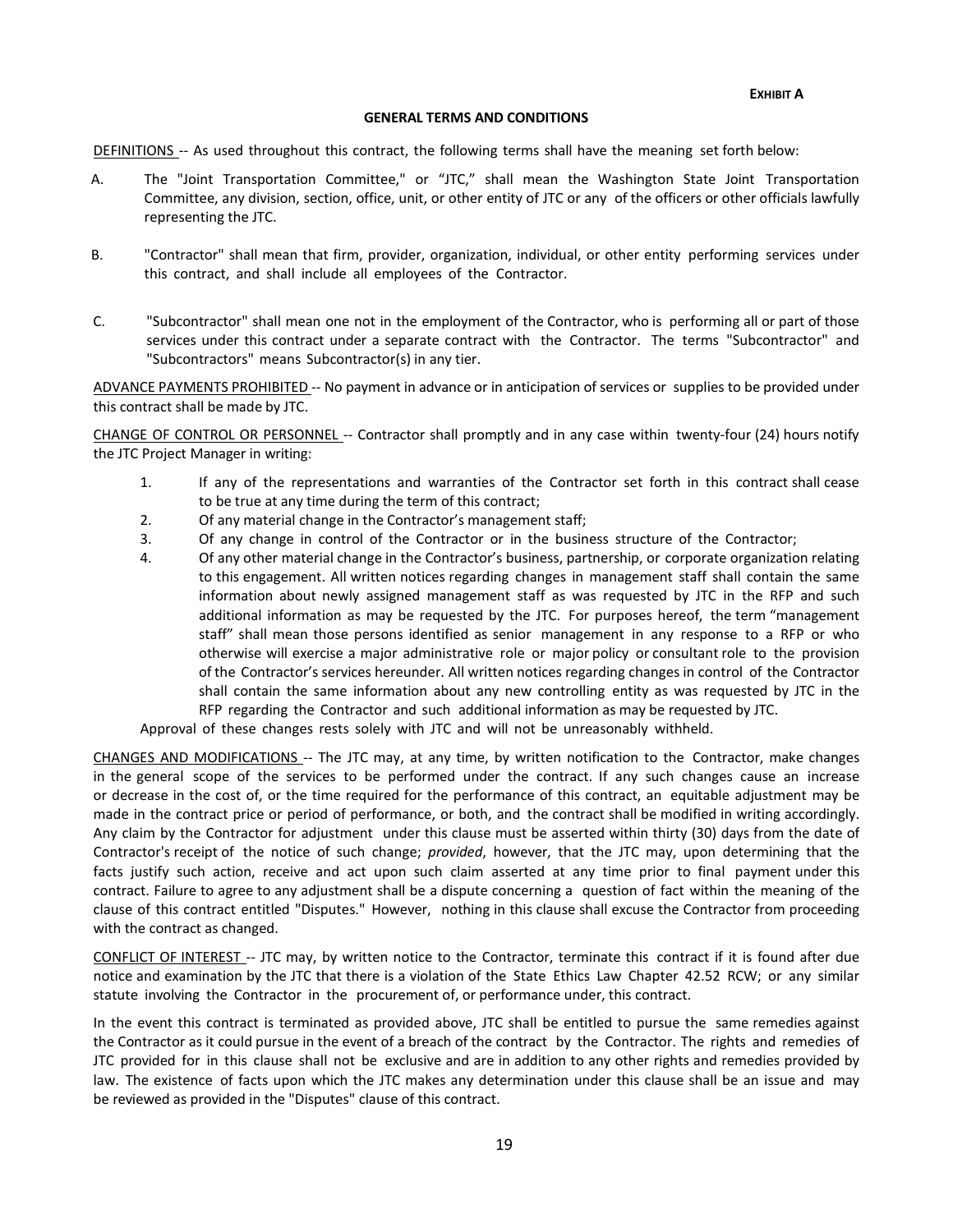**EXHIBIT A**

**GENERAL TERMS AND CONDITIONS**

<u>DEFINITIONS</u> -- As used throughout this contract, the following terms shall have the meaning set forth below:

A. The "Joint Transportation Committee," or "JTC," shall mean the Washington State Joint Transportation Committee, any division, section, office, unit, or other entity of JTC or any of the officers or other officials lawfully representing the JTC.

B. "Contractor" shall mean that firm, provider, organization, individual, or other entity performing services under this contract, and shall include all employees of the Contractor.

C. "Subcontractor" shall mean one not in the employment of the Contractor, who is performing all or part of those services under this contract under a separate contract with the Contractor. The terms "Subcontractor" and "Subcontractors" means Subcontractor(s) in any tier.

<u>ADVANCE PAYMENTS PROHIBITED</u> -- No payment in advance or in anticipation of services or supplies to be provided under this contract shall be made by JTC.

<u>CHANGE OF CONTROL OR PERSONNEL</u> -- Contractor shall promptly and in any case within twenty-four (24) hours notify the JTC Project Manager in writing:

1. If any of the representations and warranties of the Contractor set forth in this contract shall cease to be true at any time during the term of this contract;
2. Of any material change in the Contractor's management staff;
3. Of any change in control of the Contractor or in the business structure of the Contractor;
4. Of any other material change in the Contractor's business, partnership, or corporate organization relating to this engagement. All written notices regarding changes in management staff shall contain the same information about newly assigned management staff as was requested by JTC in the RFP and such additional information as may be requested by the JTC. For purposes hereof, the term "management staff" shall mean those persons identified as senior management in any response to a RFP or who otherwise will exercise a major administrative role or major policy or consultant role to the provision of the Contractor's services hereunder. All written notices regarding changes in control of the Contractor shall contain the same information about any new controlling entity as was requested by JTC in the RFP regarding the Contractor and such additional information as may be requested by JTC.

Approval of these changes rests solely with JTC and will not be unreasonably withheld.

<u>CHANGES AND MODIFICATIONS</u> -- The JTC may, at any time, by written notification to the Contractor, make changes in the general scope of the services to be performed under the contract. If any such changes cause an increase or decrease in the cost of, or the time required for the performance of this contract, an equitable adjustment may be made in the contract price or period of performance, or both, and the contract shall be modified in writing accordingly. Any claim by the Contractor for adjustment under this clause must be asserted within thirty (30) days from the date of Contractor's receipt of the notice of such change; *provided*, however, that the JTC may, upon determining that the facts justify such action, receive and act upon such claim asserted at any time prior to final payment under this contract. Failure to agree to any adjustment shall be a dispute concerning a question of fact within the meaning of the clause of this contract entitled "Disputes." However, nothing in this clause shall excuse the Contractor from proceeding with the contract as changed.

<u>CONFLICT OF INTEREST</u> -- JTC may, by written notice to the Contractor, terminate this contract if it is found after due notice and examination by the JTC that there is a violation of the State Ethics Law Chapter 42.52 RCW; or any similar statute involving the Contractor in the procurement of, or performance under, this contract.

In the event this contract is terminated as provided above, JTC shall be entitled to pursue the same remedies against the Contractor as it could pursue in the event of a breach of the contract by the Contractor. The rights and remedies of JTC provided for in this clause shall not be exclusive and are in addition to any other rights and remedies provided by law. The existence of facts upon which the JTC makes any determination under this clause shall be an issue and may be reviewed as provided in the "Disputes" clause of this contract.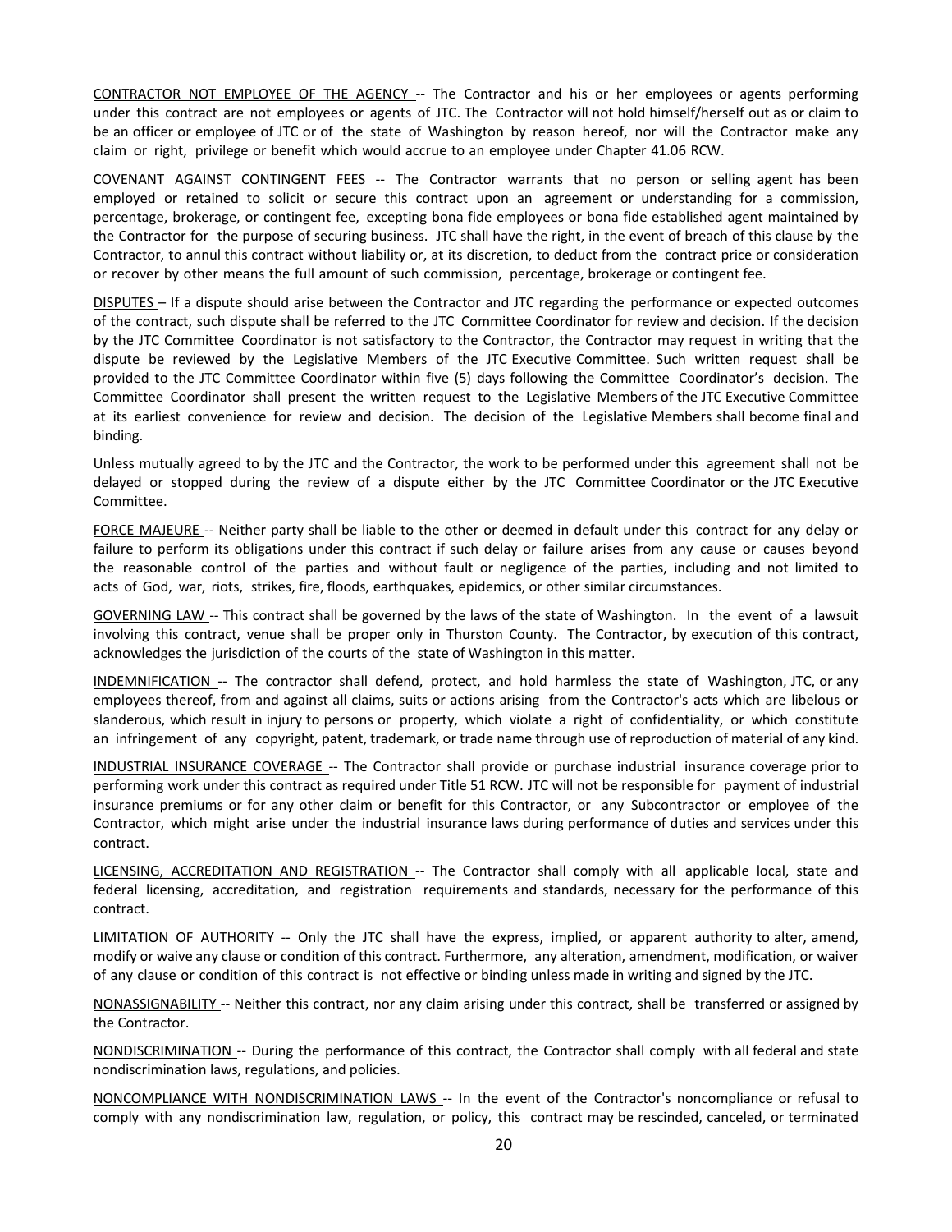CONTRACTOR NOT EMPLOYEE OF THE AGENCY -- The Contractor and his or her employees or agents performing under this contract are not employees or agents of JTC. The Contractor will not hold himself/herself out as or claim to be an officer or employee of JTC or of the state of Washington by reason hereof, nor will the Contractor make any claim or right, privilege or benefit which would accrue to an employee under Chapter 41.06 RCW.

COVENANT AGAINST CONTINGENT FEES -- The Contractor warrants that no person or selling agent has been employed or retained to solicit or secure this contract upon an agreement or understanding for a commission, percentage, brokerage, or contingent fee, excepting bona fide employees or bona fide established agent maintained by the Contractor for the purpose of securing business. JTC shall have the right, in the event of breach of this clause by the Contractor, to annul this contract without liability or, at its discretion, to deduct from the contract price or consideration or recover by other means the full amount of such commission, percentage, brokerage or contingent fee.

DISPUTES – If a dispute should arise between the Contractor and JTC regarding the performance or expected outcomes of the contract, such dispute shall be referred to the JTC Committee Coordinator for review and decision. If the decision by the JTC Committee Coordinator is not satisfactory to the Contractor, the Contractor may request in writing that the dispute be reviewed by the Legislative Members of the JTC Executive Committee. Such written request shall be provided to the JTC Committee Coordinator within five (5) days following the Committee Coordinator's decision. The Committee Coordinator shall present the written request to the Legislative Members of the JTC Executive Committee at its earliest convenience for review and decision. The decision of the Legislative Members shall become final and binding.

Unless mutually agreed to by the JTC and the Contractor, the work to be performed under this agreement shall not be delayed or stopped during the review of a dispute either by the JTC Committee Coordinator or the JTC Executive Committee.

FORCE MAJEURE -- Neither party shall be liable to the other or deemed in default under this contract for any delay or failure to perform its obligations under this contract if such delay or failure arises from any cause or causes beyond the reasonable control of the parties and without fault or negligence of the parties, including and not limited to acts of God, war, riots, strikes, fire, floods, earthquakes, epidemics, or other similar circumstances.

GOVERNING LAW -- This contract shall be governed by the laws of the state of Washington. In the event of a lawsuit involving this contract, venue shall be proper only in Thurston County. The Contractor, by execution of this contract, acknowledges the jurisdiction of the courts of the state of Washington in this matter.

INDEMNIFICATION -- The contractor shall defend, protect, and hold harmless the state of Washington, JTC, or any employees thereof, from and against all claims, suits or actions arising from the Contractor's acts which are libelous or slanderous, which result in injury to persons or property, which violate a right of confidentiality, or which constitute an infringement of any copyright, patent, trademark, or trade name through use of reproduction of material of any kind.

INDUSTRIAL INSURANCE COVERAGE -- The Contractor shall provide or purchase industrial insurance coverage prior to performing work under this contract as required under Title 51 RCW. JTC will not be responsible for payment of industrial insurance premiums or for any other claim or benefit for this Contractor, or any Subcontractor or employee of the Contractor, which might arise under the industrial insurance laws during performance of duties and services under this contract.

LICENSING, ACCREDITATION AND REGISTRATION -- The Contractor shall comply with all applicable local, state and federal licensing, accreditation, and registration requirements and standards, necessary for the performance of this contract.

LIMITATION OF AUTHORITY -- Only the JTC shall have the express, implied, or apparent authority to alter, amend, modify or waive any clause or condition of this contract. Furthermore, any alteration, amendment, modification, or waiver of any clause or condition of this contract is not effective or binding unless made in writing and signed by the JTC.

NONASSIGNABILITY -- Neither this contract, nor any claim arising under this contract, shall be transferred or assigned by the Contractor.

NONDISCRIMINATION -- During the performance of this contract, the Contractor shall comply with all federal and state nondiscrimination laws, regulations, and policies.

NONCOMPLIANCE WITH NONDISCRIMINATION LAWS -- In the event of the Contractor's noncompliance or refusal to comply with any nondiscrimination law, regulation, or policy, this contract may be rescinded, canceled, or terminated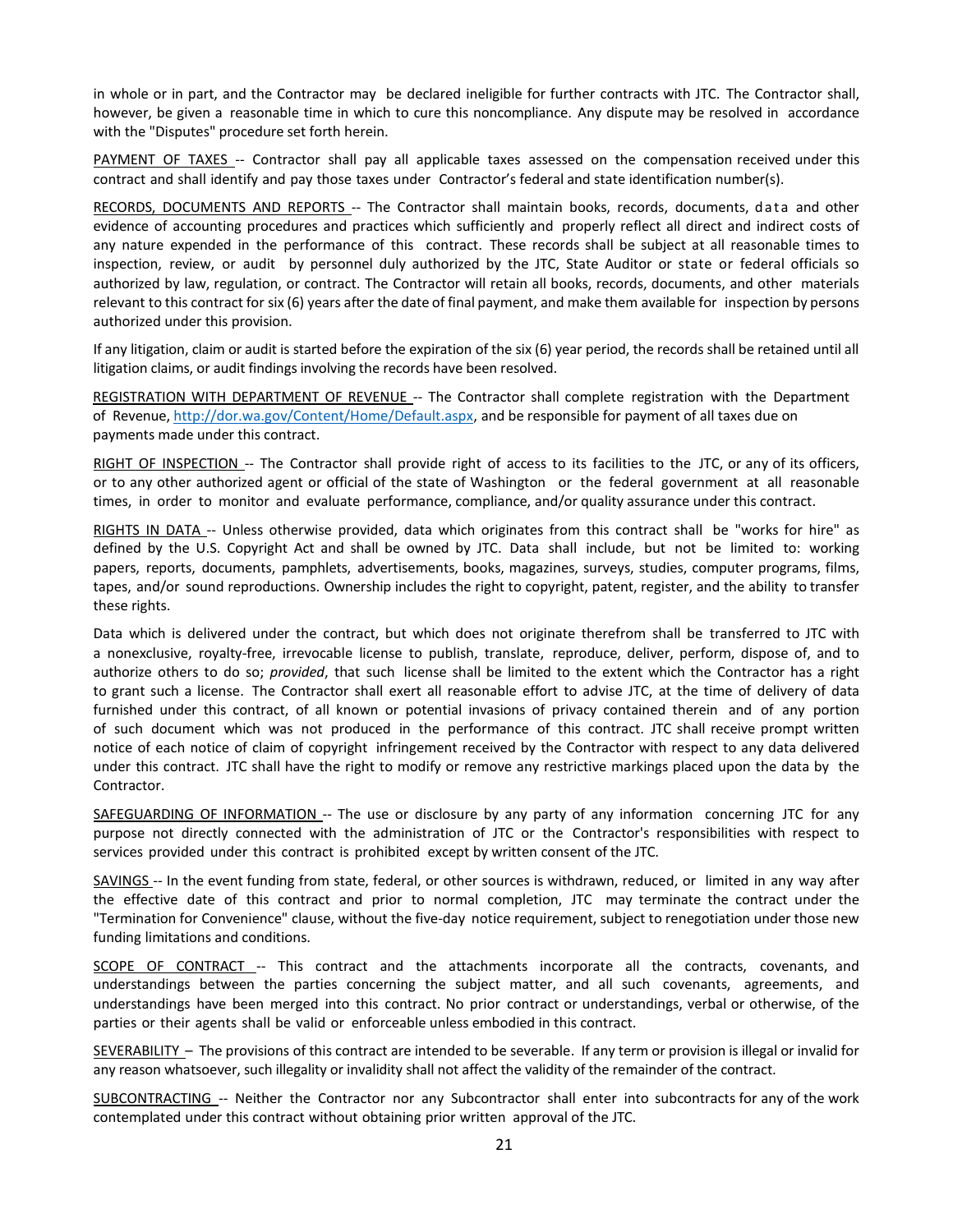in whole or in part, and the Contractor may be declared ineligible for further contracts with JTC. The Contractor shall, however, be given a reasonable time in which to cure this noncompliance. Any dispute may be resolved in accordance with the "Disputes" procedure set forth herein.

PAYMENT OF TAXES -- Contractor shall pay all applicable taxes assessed on the compensation received under this contract and shall identify and pay those taxes under Contractor's federal and state identification number(s).

RECORDS, DOCUMENTS AND REPORTS -- The Contractor shall maintain books, records, documents, data and other evidence of accounting procedures and practices which sufficiently and properly reflect all direct and indirect costs of any nature expended in the performance of this contract. These records shall be subject at all reasonable times to inspection, review, or audit by personnel duly authorized by the JTC, State Auditor or state or federal officials so authorized by law, regulation, or contract. The Contractor will retain all books, records, documents, and other materials relevant to this contract for six (6) years after the date of final payment, and make them available for inspection by persons authorized under this provision.

If any litigation, claim or audit is started before the expiration of the six (6) year period, the records shall be retained until all litigation claims, or audit findings involving the records have been resolved.

REGISTRATION WITH DEPARTMENT OF REVENUE -- The Contractor shall complete registration with the Department of Revenue, http://dor.wa.gov/Content/Home/Default.aspx, and be responsible for payment of all taxes due on payments made under this contract.

RIGHT OF INSPECTION -- The Contractor shall provide right of access to its facilities to the JTC, or any of its officers, or to any other authorized agent or official of the state of Washington or the federal government at all reasonable times, in order to monitor and evaluate performance, compliance, and/or quality assurance under this contract.

RIGHTS IN DATA -- Unless otherwise provided, data which originates from this contract shall be "works for hire" as defined by the U.S. Copyright Act and shall be owned by JTC. Data shall include, but not be limited to: working papers, reports, documents, pamphlets, advertisements, books, magazines, surveys, studies, computer programs, films, tapes, and/or sound reproductions. Ownership includes the right to copyright, patent, register, and the ability to transfer these rights.

Data which is delivered under the contract, but which does not originate therefrom shall be transferred to JTC with a nonexclusive, royalty-free, irrevocable license to publish, translate, reproduce, deliver, perform, dispose of, and to authorize others to do so; *provided*, that such license shall be limited to the extent which the Contractor has a right to grant such a license. The Contractor shall exert all reasonable effort to advise JTC, at the time of delivery of data furnished under this contract, of all known or potential invasions of privacy contained therein and of any portion of such document which was not produced in the performance of this contract. JTC shall receive prompt written notice of each notice of claim of copyright infringement received by the Contractor with respect to any data delivered under this contract. JTC shall have the right to modify or remove any restrictive markings placed upon the data by the Contractor.

SAFEGUARDING OF INFORMATION -- The use or disclosure by any party of any information concerning JTC for any purpose not directly connected with the administration of JTC or the Contractor's responsibilities with respect to services provided under this contract is prohibited except by written consent of the JTC.

SAVINGS -- In the event funding from state, federal, or other sources is withdrawn, reduced, or limited in any way after the effective date of this contract and prior to normal completion, JTC may terminate the contract under the "Termination for Convenience" clause, without the five-day notice requirement, subject to renegotiation under those new funding limitations and conditions.

SCOPE OF CONTRACT -- This contract and the attachments incorporate all the contracts, covenants, and understandings between the parties concerning the subject matter, and all such covenants, agreements, and understandings have been merged into this contract. No prior contract or understandings, verbal or otherwise, of the parties or their agents shall be valid or enforceable unless embodied in this contract.

SEVERABILITY – The provisions of this contract are intended to be severable. If any term or provision is illegal or invalid for any reason whatsoever, such illegality or invalidity shall not affect the validity of the remainder of the contract.

SUBCONTRACTING -- Neither the Contractor nor any Subcontractor shall enter into subcontracts for any of the work contemplated under this contract without obtaining prior written approval of the JTC.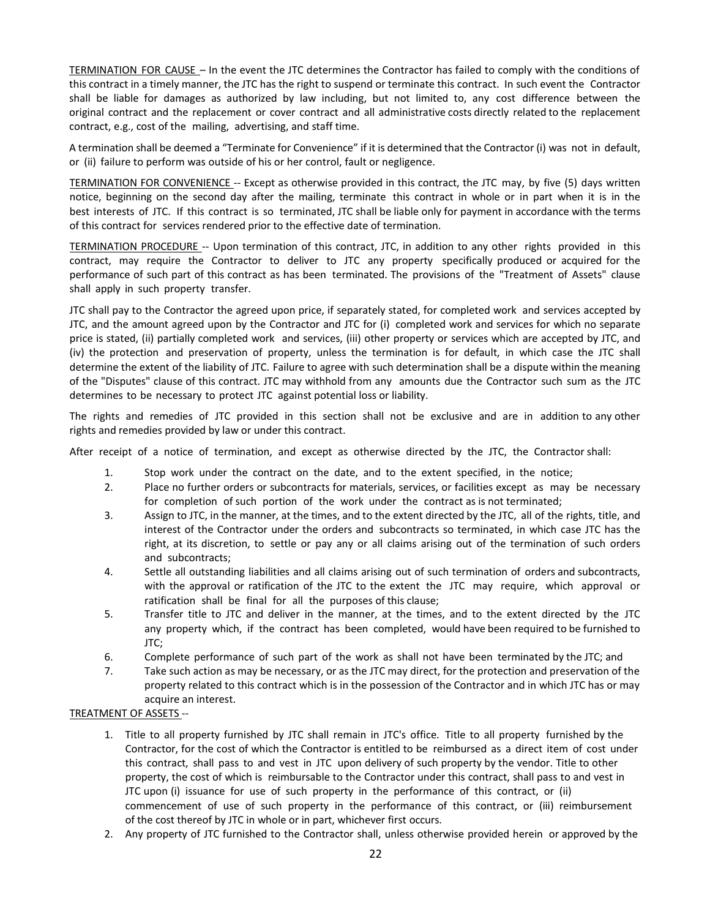<u>TERMINATION FOR CAUSE</u> – In the event the JTC determines the Contractor has failed to comply with the conditions of this contract in a timely manner, the JTC has the right to suspend or terminate this contract. In such event the Contractor shall be liable for damages as authorized by law including, but not limited to, any cost difference between the original contract and the replacement or cover contract and all administrative costs directly related to the replacement contract, e.g., cost of the mailing, advertising, and staff time.

A termination shall be deemed a "Terminate for Convenience" if it is determined that the Contractor (i) was not in default, or (ii) failure to perform was outside of his or her control, fault or negligence.

<u>TERMINATION FOR CONVENIENCE</u> -- Except as otherwise provided in this contract, the JTC may, by five (5) days written notice, beginning on the second day after the mailing, terminate this contract in whole or in part when it is in the best interests of JTC. If this contract is so terminated, JTC shall be liable only for payment in accordance with the terms of this contract for services rendered prior to the effective date of termination.

<u>TERMINATION PROCEDURE</u> -- Upon termination of this contract, JTC, in addition to any other rights provided in this contract, may require the Contractor to deliver to JTC any property specifically produced or acquired for the performance of such part of this contract as has been terminated. The provisions of the "Treatment of Assets" clause shall apply in such property transfer.

JTC shall pay to the Contractor the agreed upon price, if separately stated, for completed work and services accepted by JTC, and the amount agreed upon by the Contractor and JTC for (i) completed work and services for which no separate price is stated, (ii) partially completed work and services, (iii) other property or services which are accepted by JTC, and (iv) the protection and preservation of property, unless the termination is for default, in which case the JTC shall determine the extent of the liability of JTC. Failure to agree with such determination shall be a dispute within the meaning of the "Disputes" clause of this contract. JTC may withhold from any amounts due the Contractor such sum as the JTC determines to be necessary to protect JTC against potential loss or liability.

The rights and remedies of JTC provided in this section shall not be exclusive and are in addition to any other rights and remedies provided by law or under this contract.

After receipt of a notice of termination, and except as otherwise directed by the JTC, the Contractor shall:

1. Stop work under the contract on the date, and to the extent specified, in the notice;
2. Place no further orders or subcontracts for materials, services, or facilities except as may be necessary for completion of such portion of the work under the contract as is not terminated;
3. Assign to JTC, in the manner, at the times, and to the extent directed by the JTC, all of the rights, title, and interest of the Contractor under the orders and subcontracts so terminated, in which case JTC has the right, at its discretion, to settle or pay any or all claims arising out of the termination of such orders and subcontracts;
4. Settle all outstanding liabilities and all claims arising out of such termination of orders and subcontracts, with the approval or ratification of the JTC to the extent the JTC may require, which approval or ratification shall be final for all the purposes of this clause;
5. Transfer title to JTC and deliver in the manner, at the times, and to the extent directed by the JTC any property which, if the contract has been completed, would have been required to be furnished to JTC;
6. Complete performance of such part of the work as shall not have been terminated by the JTC; and
7. Take such action as may be necessary, or as the JTC may direct, for the protection and preservation of the property related to this contract which is in the possession of the Contractor and in which JTC has or may acquire an interest.

<u>TREATMENT OF ASSETS</u> --

1. Title to all property furnished by JTC shall remain in JTC's office. Title to all property furnished by the Contractor, for the cost of which the Contractor is entitled to be reimbursed as a direct item of cost under this contract, shall pass to and vest in JTC upon delivery of such property by the vendor. Title to other property, the cost of which is reimbursable to the Contractor under this contract, shall pass to and vest in JTC upon (i) issuance for use of such property in the performance of this contract, or (ii) commencement of use of such property in the performance of this contract, or (iii) reimbursement of the cost thereof by JTC in whole or in part, whichever first occurs.
2. Any property of JTC furnished to the Contractor shall, unless otherwise provided herein or approved by the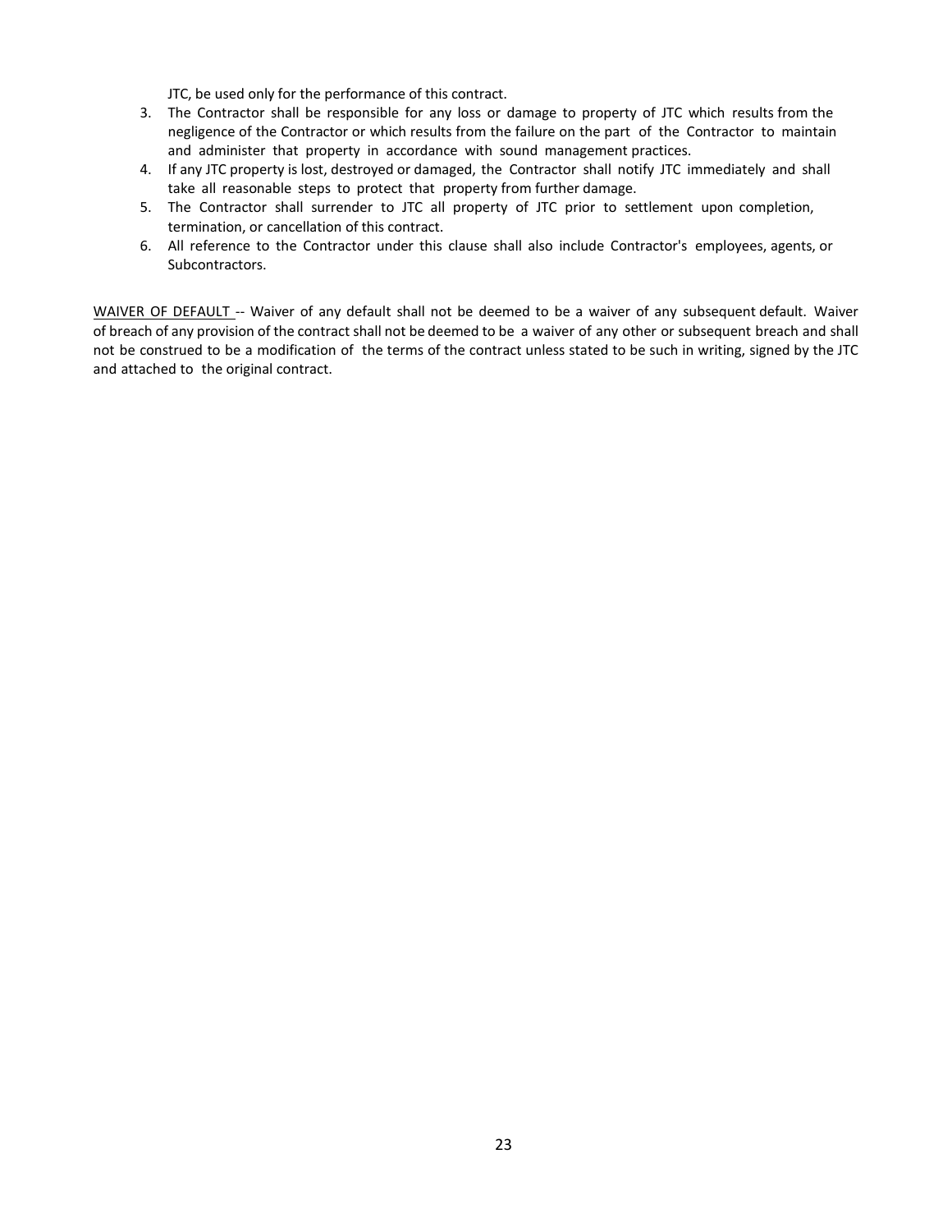JTC, be used only for the performance of this contract.

3. The Contractor shall be responsible for any loss or damage to property of JTC which results from the negligence of the Contractor or which results from the failure on the part of the Contractor to maintain and administer that property in accordance with sound management practices.
4. If any JTC property is lost, destroyed or damaged, the Contractor shall notify JTC immediately and shall take all reasonable steps to protect that property from further damage.
5. The Contractor shall surrender to JTC all property of JTC prior to settlement upon completion, termination, or cancellation of this contract.
6. All reference to the Contractor under this clause shall also include Contractor's employees, agents, or Subcontractors.

<u>WAIVER OF DEFAULT</u> -- Waiver of any default shall not be deemed to be a waiver of any subsequent default. Waiver of breach of any provision of the contract shall not be deemed to be a waiver of any other or subsequent breach and shall not be construed to be a modification of the terms of the contract unless stated to be such in writing, signed by the JTC and attached to the original contract.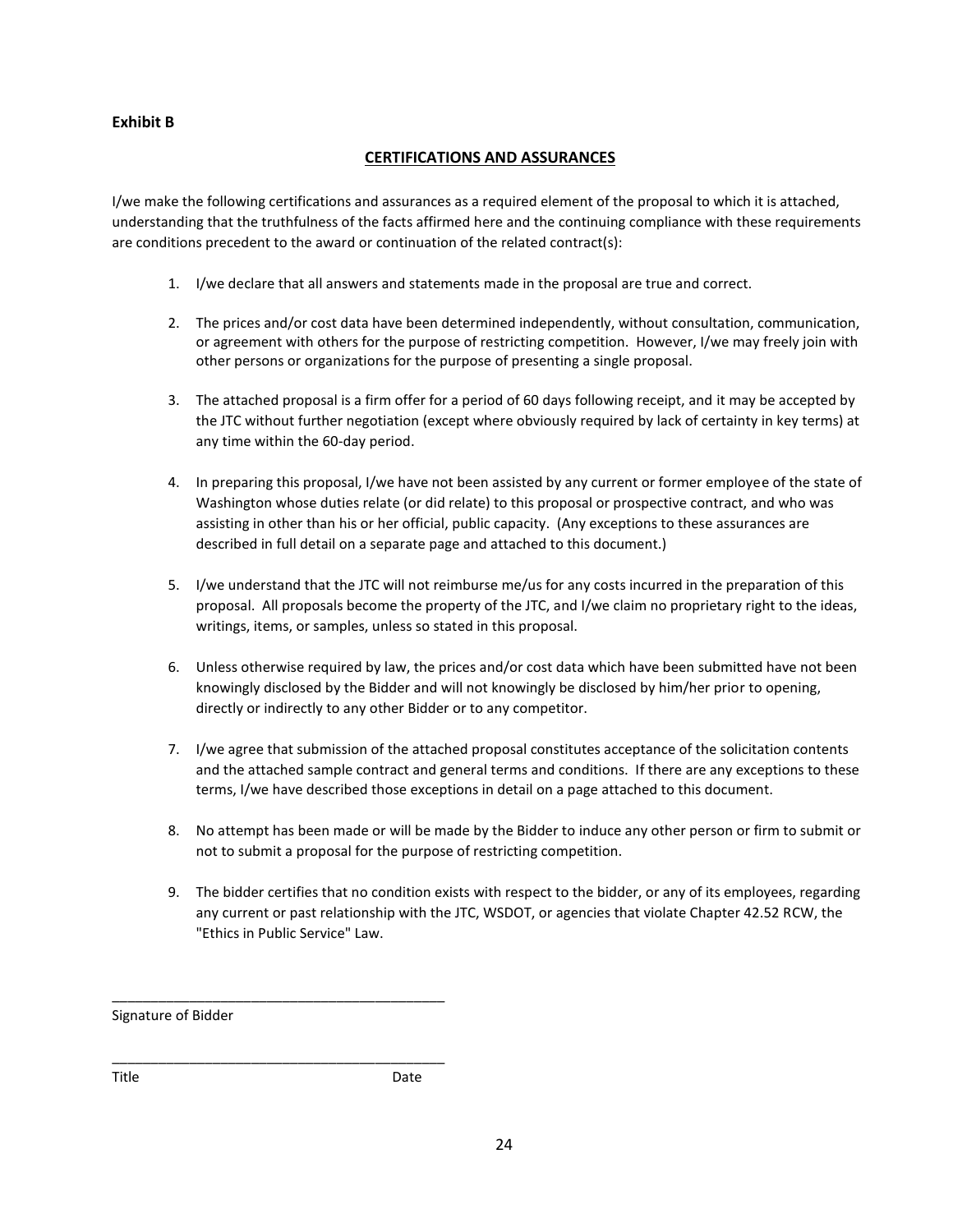**Exhibit B**

## CERTIFICATIONS AND ASSURANCES

I/we make the following certifications and assurances as a required element of the proposal to which it is attached, understanding that the truthfulness of the facts affirmed here and the continuing compliance with these requirements are conditions precedent to the award or continuation of the related contract(s):

1. I/we declare that all answers and statements made in the proposal are true and correct.

2. The prices and/or cost data have been determined independently, without consultation, communication, or agreement with others for the purpose of restricting competition. However, I/we may freely join with other persons or organizations for the purpose of presenting a single proposal.

3. The attached proposal is a firm offer for a period of 60 days following receipt, and it may be accepted by the JTC without further negotiation (except where obviously required by lack of certainty in key terms) at any time within the 60-day period.

4. In preparing this proposal, I/we have not been assisted by any current or former employee of the state of Washington whose duties relate (or did relate) to this proposal or prospective contract, and who was assisting in other than his or her official, public capacity. (Any exceptions to these assurances are described in full detail on a separate page and attached to this document.)

5. I/we understand that the JTC will not reimburse me/us for any costs incurred in the preparation of this proposal. All proposals become the property of the JTC, and I/we claim no proprietary right to the ideas, writings, items, or samples, unless so stated in this proposal.

6. Unless otherwise required by law, the prices and/or cost data which have been submitted have not been knowingly disclosed by the Bidder and will not knowingly be disclosed by him/her prior to opening, directly or indirectly to any other Bidder or to any competitor.

7. I/we agree that submission of the attached proposal constitutes acceptance of the solicitation contents and the attached sample contract and general terms and conditions. If there are any exceptions to these terms, I/we have described those exceptions in detail on a page attached to this document.

8. No attempt has been made or will be made by the Bidder to induce any other person or firm to submit or not to submit a proposal for the purpose of restricting competition.

9. The bidder certifies that no condition exists with respect to the bidder, or any of its employees, regarding any current or past relationship with the JTC, WSDOT, or agencies that violate Chapter 42.52 RCW, the "Ethics in Public Service" Law.

\_\_\_\_\_\_\_\_\_\_\_\_\_\_\_\_\_\_\_\_\_\_\_\_\_\_\_\_\_\_\_\_\_\_\_\_\_\_\_\_\_\_\_\_

Signature of Bidder

\_\_\_\_\_\_\_\_\_\_\_\_\_\_\_\_\_\_\_\_\_\_\_\_\_\_\_\_\_\_\_\_\_\_\_\_\_\_\_\_\_\_\_\_

Title Date